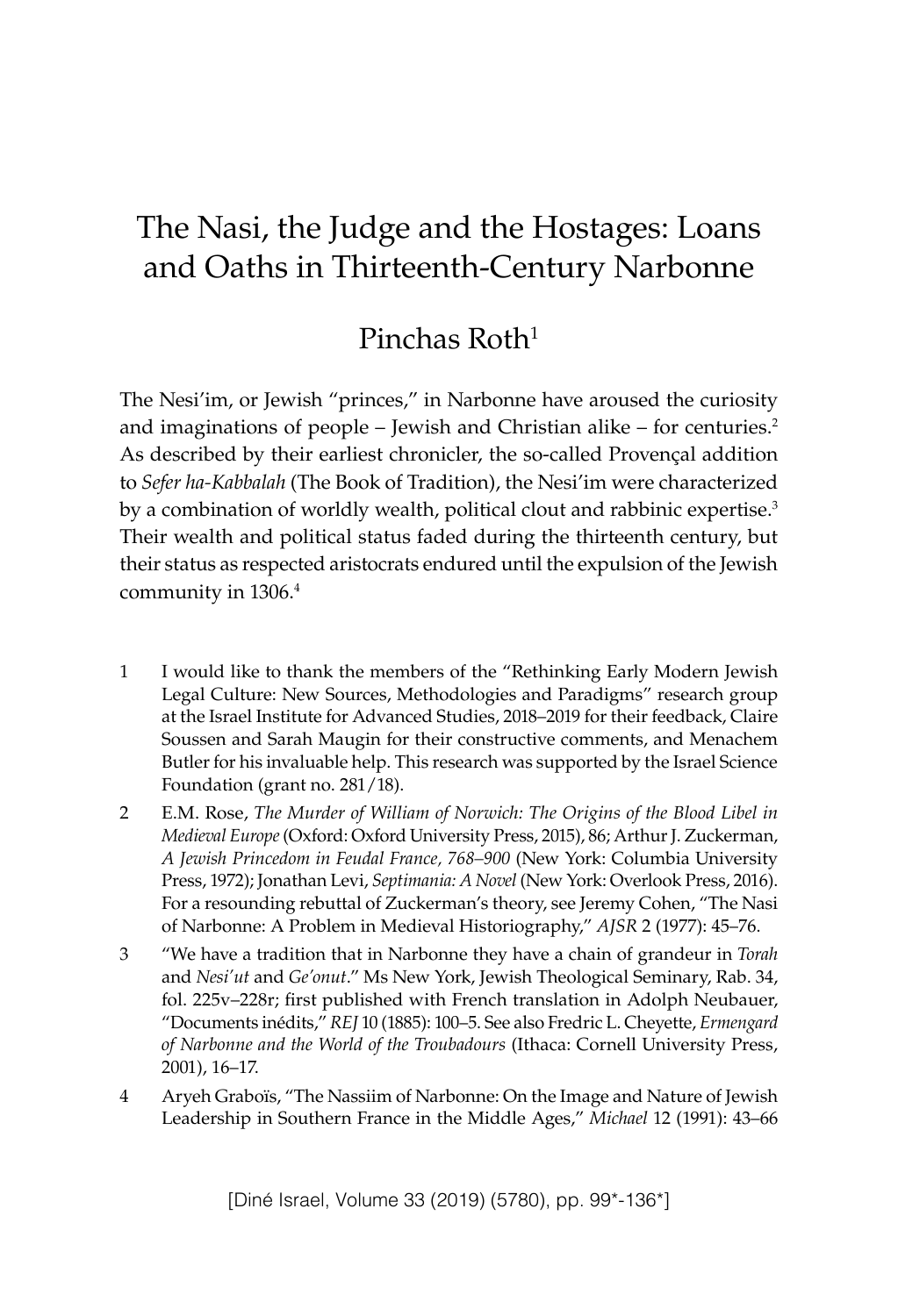# The Nasi, the Judge and the Hostages: Loans and Oaths in Thirteenth-Century Narbonne

## Pinchas Roth[1]

The Nesi'im, or Jewish "princes," in Narbonne have aroused the curiosity and imaginations of people – Jewish and Christian alike – for centuries.[2] As described by their earliest chronicler, the so-called Provençal addition to *Sefer ha-Kabbalah* (The Book of Tradition), the Nesi'im were characterized by a combination of worldly wealth, political clout and rabbinic expertise.[3] Their wealth and political status faded during the thirteenth century, but their status as respected aristocrats endured until the expulsion of the Jewish community in 1306.[4]

1 I would like to thank the members of the "Rethinking Early Modern Jewish Legal Culture: New Sources, Methodologies and Paradigms" research group at the Israel Institute for Advanced Studies, 2018–2019 for their feedback, Claire Soussen and Sarah Maugin for their constructive comments, and Menachem Butler for his invaluable help. This research was supported by the Israel Science Foundation (grant no. 281/18).

2 E.M. Rose, *The Murder of William of Norwich: The Origins of the Blood Libel in Medieval Europe* (Oxford: Oxford University Press, 2015), 86; Arthur J. Zuckerman, *A Jewish Princedom in Feudal France, 768–900* (New York: Columbia University Press, 1972); Jonathan Levi, *Septimania: A Novel* (New York: Overlook Press, 2016). For a resounding rebuttal of Zuckerman's theory, see Jeremy Cohen, "The Nasi of Narbonne: A Problem in Medieval Historiography," *AJSR* 2 (1977): 45–76.

3 "We have a tradition that in Narbonne they have a chain of grandeur in *Torah* and *Nesi'ut* and *Ge'onut*." Ms New York, Jewish Theological Seminary, Rab. 34, fol. 225v–228r; first published with French translation in Adolph Neubauer, "Documents inédits," *REJ* 10 (1885): 100–5. See also Fredric L. Cheyette, *Ermengard of Narbonne and the World of the Troubadours* (Ithaca: Cornell University Press, 2001), 16–17.

4 Aryeh Graboïs, "The Nassiim of Narbonne: On the Image and Nature of Jewish Leadership in Southern France in the Middle Ages," *Michael* 12 (1991): 43–66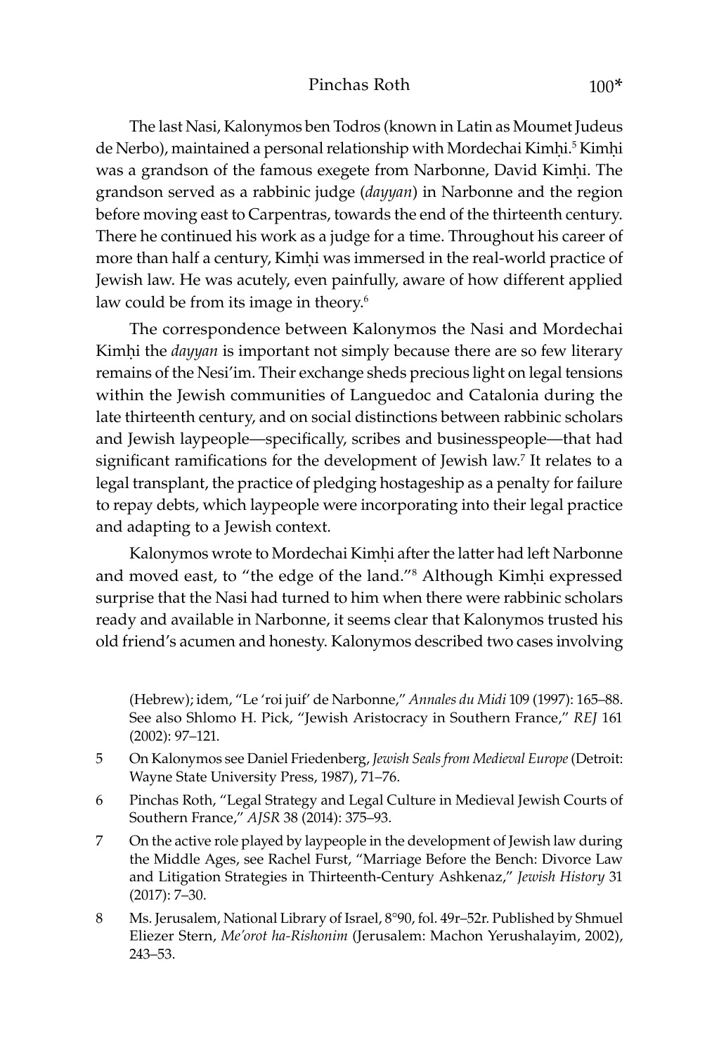The last Nasi, Kalonymos ben Todros (known in Latin as Moumet Judeus de Nerbo), maintained a personal relationship with Mordechai Kimḥi.[5] Kimḥi was a grandson of the famous exegete from Narbonne, David Kimḥi. The grandson served as a rabbinic judge (*dayyan*) in Narbonne and the region before moving east to Carpentras, towards the end of the thirteenth century. There he continued his work as a judge for a time. Throughout his career of more than half a century, Kimḥi was immersed in the real-world practice of Jewish law. He was acutely, even painfully, aware of how different applied law could be from its image in theory.[6]

The correspondence between Kalonymos the Nasi and Mordechai Kimḥi the *dayyan* is important not simply because there are so few literary remains of the Nesi'im. Their exchange sheds precious light on legal tensions within the Jewish communities of Languedoc and Catalonia during the late thirteenth century, and on social distinctions between rabbinic scholars and Jewish laypeople—specifically, scribes and businesspeople—that had significant ramifications for the development of Jewish law.[7] It relates to a legal transplant, the practice of pledging hostageship as a penalty for failure to repay debts, which laypeople were incorporating into their legal practice and adapting to a Jewish context.

Kalonymos wrote to Mordechai Kimḥi after the latter had left Narbonne and moved east, to "the edge of the land."[8] Although Kimḥi expressed surprise that the Nasi had turned to him when there were rabbinic scholars ready and available in Narbonne, it seems clear that Kalonymos trusted his old friend's acumen and honesty. Kalonymos described two cases involving

(Hebrew); idem, "Le 'roi juif' de Narbonne," *Annales du Midi* 109 (1997): 165–88. See also Shlomo H. Pick, "Jewish Aristocracy in Southern France," *REJ* 161 (2002): 97–121.

5 On Kalonymos see Daniel Friedenberg, *Jewish Seals from Medieval Europe* (Detroit: Wayne State University Press, 1987), 71–76.

6 Pinchas Roth, "Legal Strategy and Legal Culture in Medieval Jewish Courts of Southern France," *AJSR* 38 (2014): 375–93.

7 On the active role played by laypeople in the development of Jewish law during the Middle Ages, see Rachel Furst, "Marriage Before the Bench: Divorce Law and Litigation Strategies in Thirteenth-Century Ashkenaz," *Jewish History* 31 (2017): 7–30.

8 Ms. Jerusalem, National Library of Israel, 8°90, fol. 49r–52r. Published by Shmuel Eliezer Stern, *Me'orot ha-Rishonim* (Jerusalem: Machon Yerushalayim, 2002), 243–53.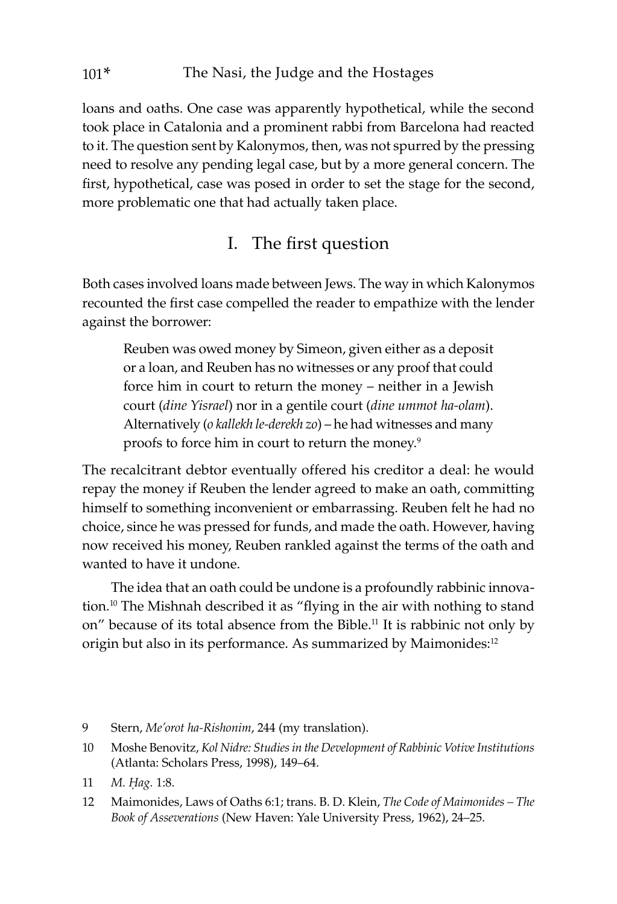loans and oaths. One case was apparently hypothetical, while the second took place in Catalonia and a prominent rabbi from Barcelona had reacted to it. The question sent by Kalonymos, then, was not spurred by the pressing need to resolve any pending legal case, but by a more general concern. The first, hypothetical, case was posed in order to set the stage for the second, more problematic one that had actually taken place.

## I. The first question

Both cases involved loans made between Jews. The way in which Kalonymos recounted the first case compelled the reader to empathize with the lender against the borrower:

> Reuben was owed money by Simeon, given either as a deposit or a loan, and Reuben has no witnesses or any proof that could force him in court to return the money – neither in a Jewish court (*dine Yisrael*) nor in a gentile court (*dine ummot ha-olam*). Alternatively (*o kallekh le-derekh zo*) – he had witnesses and many proofs to force him in court to return the money.[9]

The recalcitrant debtor eventually offered his creditor a deal: he would repay the money if Reuben the lender agreed to make an oath, committing himself to something inconvenient or embarrassing. Reuben felt he had no choice, since he was pressed for funds, and made the oath. However, having now received his money, Reuben rankled against the terms of the oath and wanted to have it undone.

The idea that an oath could be undone is a profoundly rabbinic innovation.[10] The Mishnah described it as "flying in the air with nothing to stand on" because of its total absence from the Bible.[11] It is rabbinic not only by origin but also in its performance. As summarized by Maimonides:[12]

---

9 Stern, *Me'orot ha-Rishonim*, 244 (my translation).

10 Moshe Benovitz, *Kol Nidre: Studies in the Development of Rabbinic Votive Institutions* (Atlanta: Scholars Press, 1998), 149–64.

11 *M. Ḥag.* 1:8.

12 Maimonides, Laws of Oaths 6:1; trans. B. D. Klein, *The Code of Maimonides – The Book of Asseverations* (New Haven: Yale University Press, 1962), 24–25.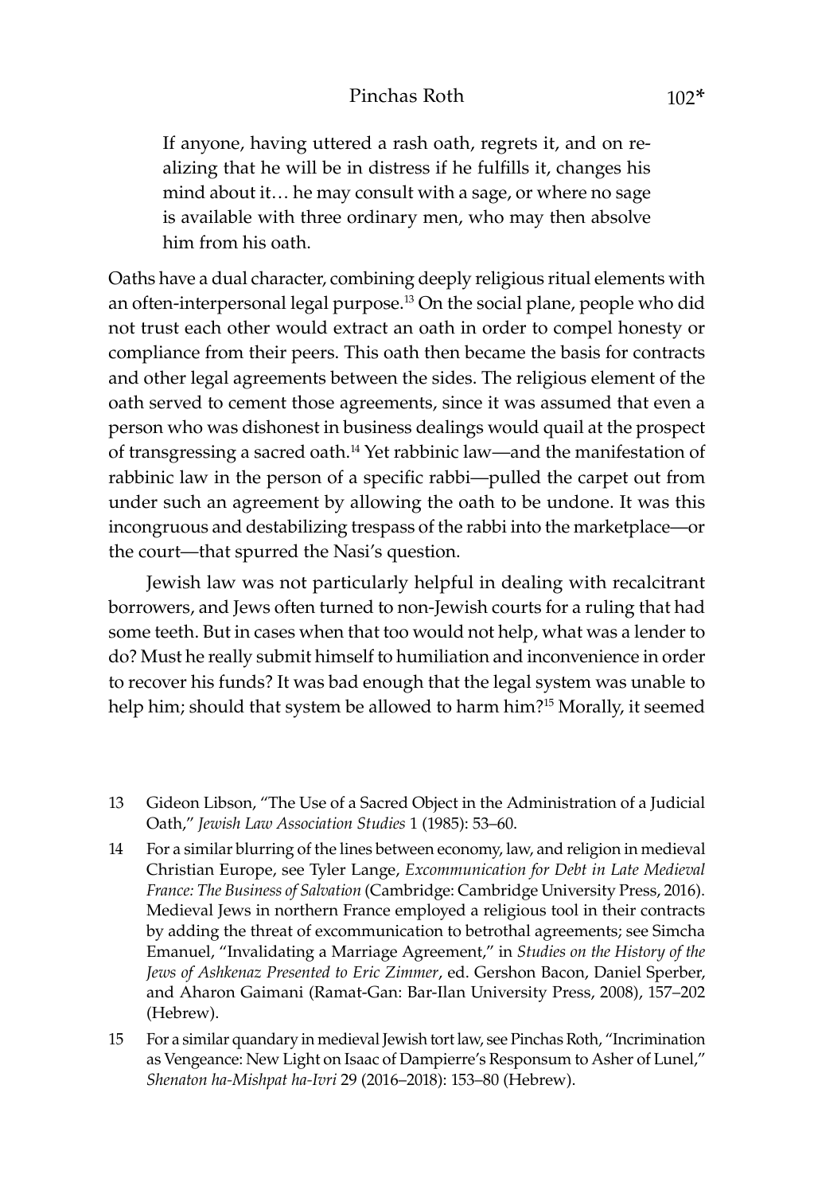> If anyone, having uttered a rash oath, regrets it, and on realizing that he will be in distress if he fulfills it, changes his mind about it… he may consult with a sage, or where no sage is available with three ordinary men, who may then absolve him from his oath.

Oaths have a dual character, combining deeply religious ritual elements with an often-interpersonal legal purpose.[13] On the social plane, people who did not trust each other would extract an oath in order to compel honesty or compliance from their peers. This oath then became the basis for contracts and other legal agreements between the sides. The religious element of the oath served to cement those agreements, since it was assumed that even a person who was dishonest in business dealings would quail at the prospect of transgressing a sacred oath.[14] Yet rabbinic law—and the manifestation of rabbinic law in the person of a specific rabbi—pulled the carpet out from under such an agreement by allowing the oath to be undone. It was this incongruous and destabilizing trespass of the rabbi into the marketplace—or the court—that spurred the Nasi's question.

Jewish law was not particularly helpful in dealing with recalcitrant borrowers, and Jews often turned to non-Jewish courts for a ruling that had some teeth. But in cases when that too would not help, what was a lender to do? Must he really submit himself to humiliation and inconvenience in order to recover his funds? It was bad enough that the legal system was unable to help him; should that system be allowed to harm him?[15] Morally, it seemed

13 Gideon Libson, "The Use of a Sacred Object in the Administration of a Judicial Oath," *Jewish Law Association Studies* 1 (1985): 53–60.

14 For a similar blurring of the lines between economy, law, and religion in medieval Christian Europe, see Tyler Lange, *Excommunication for Debt in Late Medieval France: The Business of Salvation* (Cambridge: Cambridge University Press, 2016). Medieval Jews in northern France employed a religious tool in their contracts by adding the threat of excommunication to betrothal agreements; see Simcha Emanuel, "Invalidating a Marriage Agreement," in *Studies on the History of the Jews of Ashkenaz Presented to Eric Zimmer*, ed. Gershon Bacon, Daniel Sperber, and Aharon Gaimani (Ramat-Gan: Bar-Ilan University Press, 2008), 157–202 (Hebrew).

15 For a similar quandary in medieval Jewish tort law, see Pinchas Roth, "Incrimination as Vengeance: New Light on Isaac of Dampierre's Responsum to Asher of Lunel," *Shenaton ha-Mishpat ha-Ivri* 29 (2016–2018): 153–80 (Hebrew).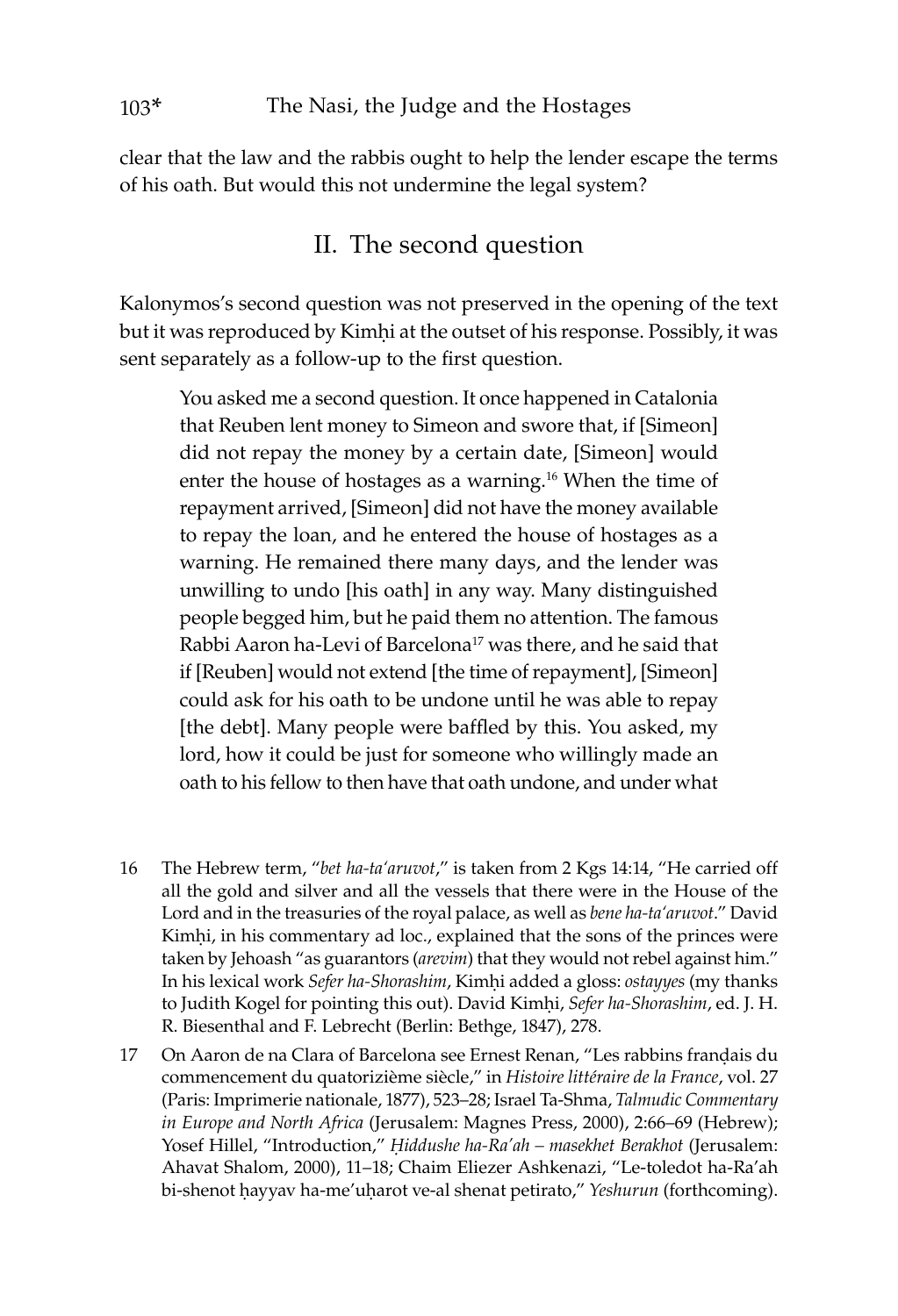clear that the law and the rabbis ought to help the lender escape the terms of his oath. But would this not undermine the legal system?

## II. The second question

Kalonymos's second question was not preserved in the opening of the text but it was reproduced by Kimḥi at the outset of his response. Possibly, it was sent separately as a follow-up to the first question.

> You asked me a second question. It once happened in Catalonia that Reuben lent money to Simeon and swore that, if [Simeon] did not repay the money by a certain date, [Simeon] would enter the house of hostages as a warning.[16] When the time of repayment arrived, [Simeon] did not have the money available to repay the loan, and he entered the house of hostages as a warning. He remained there many days, and the lender was unwilling to undo [his oath] in any way. Many distinguished people begged him, but he paid them no attention. The famous Rabbi Aaron ha-Levi of Barcelona[17] was there, and he said that if [Reuben] would not extend [the time of repayment], [Simeon] could ask for his oath to be undone until he was able to repay [the debt]. Many people were baffled by this. You asked, my lord, how it could be just for someone who willingly made an oath to his fellow to then have that oath undone, and under what

16 The Hebrew term, "*bet ha-ta'aruvot*," is taken from 2 Kgs 14:14, "He carried off all the gold and silver and all the vessels that there were in the House of the Lord and in the treasuries of the royal palace, as well as *bene ha-ta'aruvot*." David Kimḥi, in his commentary ad loc., explained that the sons of the princes were taken by Jehoash "as guarantors (*arevim*) that they would not rebel against him." In his lexical work *Sefer ha-Shorashim*, Kimḥi added a gloss: *ostayyes* (my thanks to Judith Kogel for pointing this out). David Kimḥi, *Sefer ha-Shorashim*, ed. J. H. R. Biesenthal and F. Lebrecht (Berlin: Bethge, 1847), 278.

17 On Aaron de na Clara of Barcelona see Ernest Renan, "Les rabbins franḍais du commencement du quatorizième siècle," in *Histoire littéraire de la France*, vol. 27 (Paris: Imprimerie nationale, 1877), 523–28; Israel Ta-Shma, *Talmudic Commentary in Europe and North Africa* (Jerusalem: Magnes Press, 2000), 2:66–69 (Hebrew); Yosef Hillel, "Introduction," *Ḥiddushe ha-Ra'ah – masekhet Berakhot* (Jerusalem: Ahavat Shalom, 2000), 11–18; Chaim Eliezer Ashkenazi, "Le-toledot ha-Ra'ah bi-shenot ḥayyav ha-me'uḥarot ve-al shenat petirato," *Yeshurun* (forthcoming).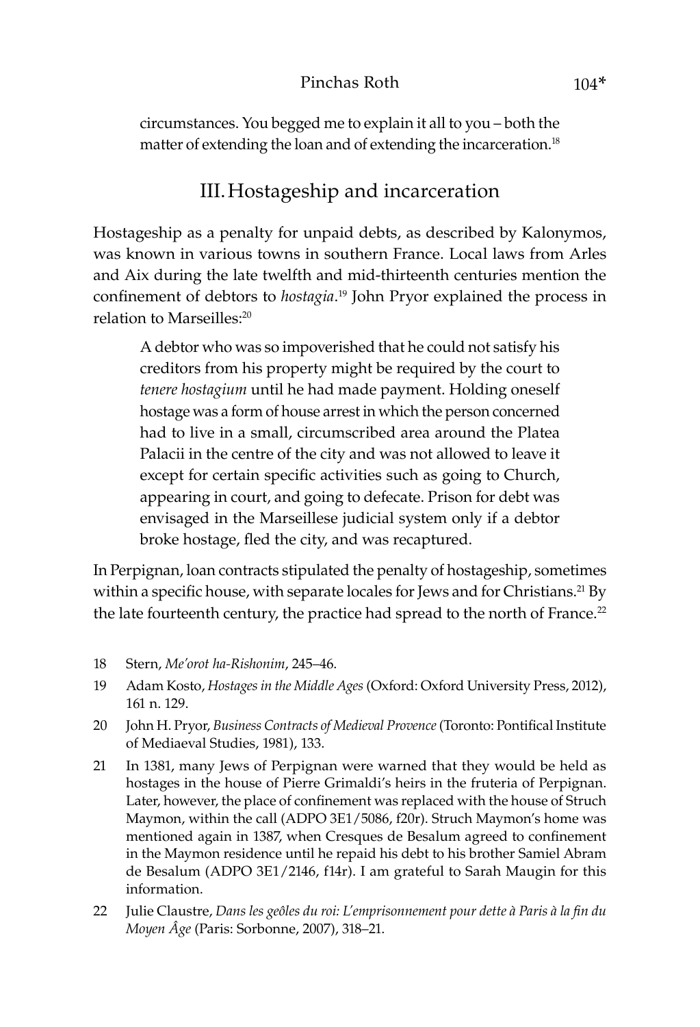circumstances. You begged me to explain it all to you – both the matter of extending the loan and of extending the incarceration.[18]

## III. Hostageship and incarceration

Hostageship as a penalty for unpaid debts, as described by Kalonymos, was known in various towns in southern France. Local laws from Arles and Aix during the late twelfth and mid-thirteenth centuries mention the confinement of debtors to *hostagia*.[19] John Pryor explained the process in relation to Marseilles:[20]

> A debtor who was so impoverished that he could not satisfy his creditors from his property might be required by the court to *tenere hostagium* until he had made payment. Holding oneself hostage was a form of house arrest in which the person concerned had to live in a small, circumscribed area around the Platea Palacii in the centre of the city and was not allowed to leave it except for certain specific activities such as going to Church, appearing in court, and going to defecate. Prison for debt was envisaged in the Marseillese judicial system only if a debtor broke hostage, fled the city, and was recaptured.

In Perpignan, loan contracts stipulated the penalty of hostageship, sometimes within a specific house, with separate locales for Jews and for Christians.[21] By the late fourteenth century, the practice had spread to the north of France.[22]

18 Stern, *Me'orot ha-Rishonim*, 245–46.

19 Adam Kosto, *Hostages in the Middle Ages* (Oxford: Oxford University Press, 2012), 161 n. 129.

20 John H. Pryor, *Business Contracts of Medieval Provence* (Toronto: Pontifical Institute of Mediaeval Studies, 1981), 133.

21 In 1381, many Jews of Perpignan were warned that they would be held as hostages in the house of Pierre Grimaldi's heirs in the fruteria of Perpignan. Later, however, the place of confinement was replaced with the house of Struch Maymon, within the call (ADPO 3E1/5086, f20r). Struch Maymon's home was mentioned again in 1387, when Cresques de Besalum agreed to confinement in the Maymon residence until he repaid his debt to his brother Samiel Abram de Besalum (ADPO 3E1/2146, f14r). I am grateful to Sarah Maugin for this information.

22 Julie Claustre, *Dans les geôles du roi: L'emprisonnement pour dette à Paris à la fin du Moyen Âge* (Paris: Sorbonne, 2007), 318–21.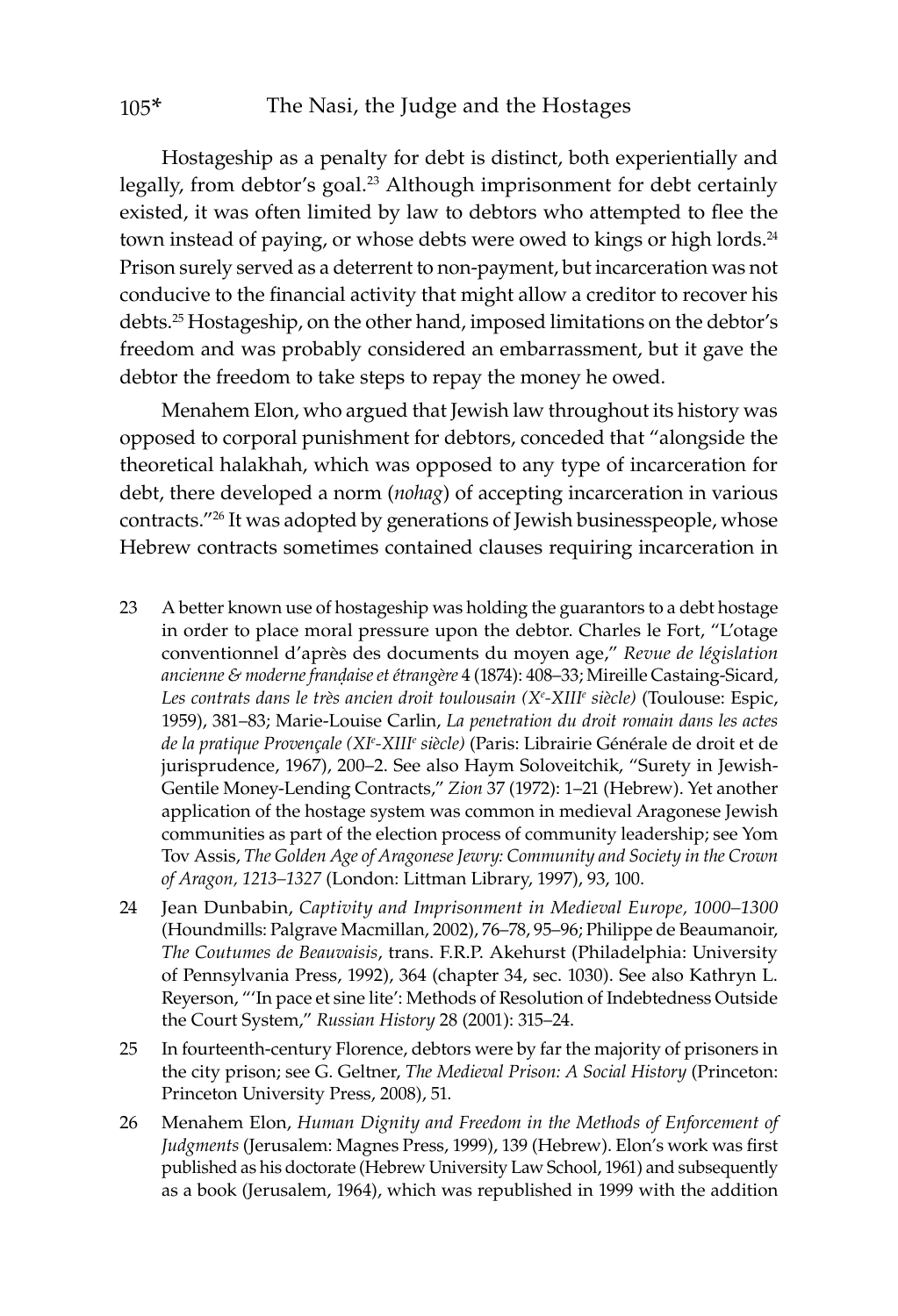Hostageship as a penalty for debt is distinct, both experientially and legally, from debtor's goal.[23] Although imprisonment for debt certainly existed, it was often limited by law to debtors who attempted to flee the town instead of paying, or whose debts were owed to kings or high lords.[24] Prison surely served as a deterrent to non-payment, but incarceration was not conducive to the financial activity that might allow a creditor to recover his debts.[25] Hostageship, on the other hand, imposed limitations on the debtor's freedom and was probably considered an embarrassment, but it gave the debtor the freedom to take steps to repay the money he owed.

Menahem Elon, who argued that Jewish law throughout its history was opposed to corporal punishment for debtors, conceded that "alongside the theoretical halakhah, which was opposed to any type of incarceration for debt, there developed a norm (*nohag*) of accepting incarceration in various contracts."[26] It was adopted by generations of Jewish businesspeople, whose Hebrew contracts sometimes contained clauses requiring incarceration in

23 A better known use of hostageship was holding the guarantors to a debt hostage in order to place moral pressure upon the debtor. Charles le Fort, "L'otage conventionnel d'après des documents du moyen age," *Revue de législation ancienne & moderne franḍaise et étrangère* 4 (1874): 408–33; Mireille Castaing-Sicard, *Les contrats dans le très ancien droit toulousain (Xe-XIIIe siècle)* (Toulouse: Espic, 1959), 381–83; Marie-Louise Carlin, *La penetration du droit romain dans les actes de la pratique Provençale (XIe-XIIIe siècle)* (Paris: Librairie Générale de droit et de jurisprudence, 1967), 200–2. See also Haym Soloveitchik, "Surety in Jewish-Gentile Money-Lending Contracts," *Zion* 37 (1972): 1–21 (Hebrew). Yet another application of the hostage system was common in medieval Aragonese Jewish communities as part of the election process of community leadership; see Yom Tov Assis, *The Golden Age of Aragonese Jewry: Community and Society in the Crown of Aragon, 1213–1327* (London: Littman Library, 1997), 93, 100.

24 Jean Dunbabin, *Captivity and Imprisonment in Medieval Europe, 1000–1300* (Houndmills: Palgrave Macmillan, 2002), 76–78, 95–96; Philippe de Beaumanoir, *The Coutumes de Beauvaisis*, trans. F.R.P. Akehurst (Philadelphia: University of Pennsylvania Press, 1992), 364 (chapter 34, sec. 1030). See also Kathryn L. Reyerson, "'In pace et sine lite': Methods of Resolution of Indebtedness Outside the Court System," *Russian History* 28 (2001): 315–24.

25 In fourteenth-century Florence, debtors were by far the majority of prisoners in the city prison; see G. Geltner, *The Medieval Prison: A Social History* (Princeton: Princeton University Press, 2008), 51.

26 Menahem Elon, *Human Dignity and Freedom in the Methods of Enforcement of Judgments* (Jerusalem: Magnes Press, 1999), 139 (Hebrew). Elon's work was first published as his doctorate (Hebrew University Law School, 1961) and subsequently as a book (Jerusalem, 1964), which was republished in 1999 with the addition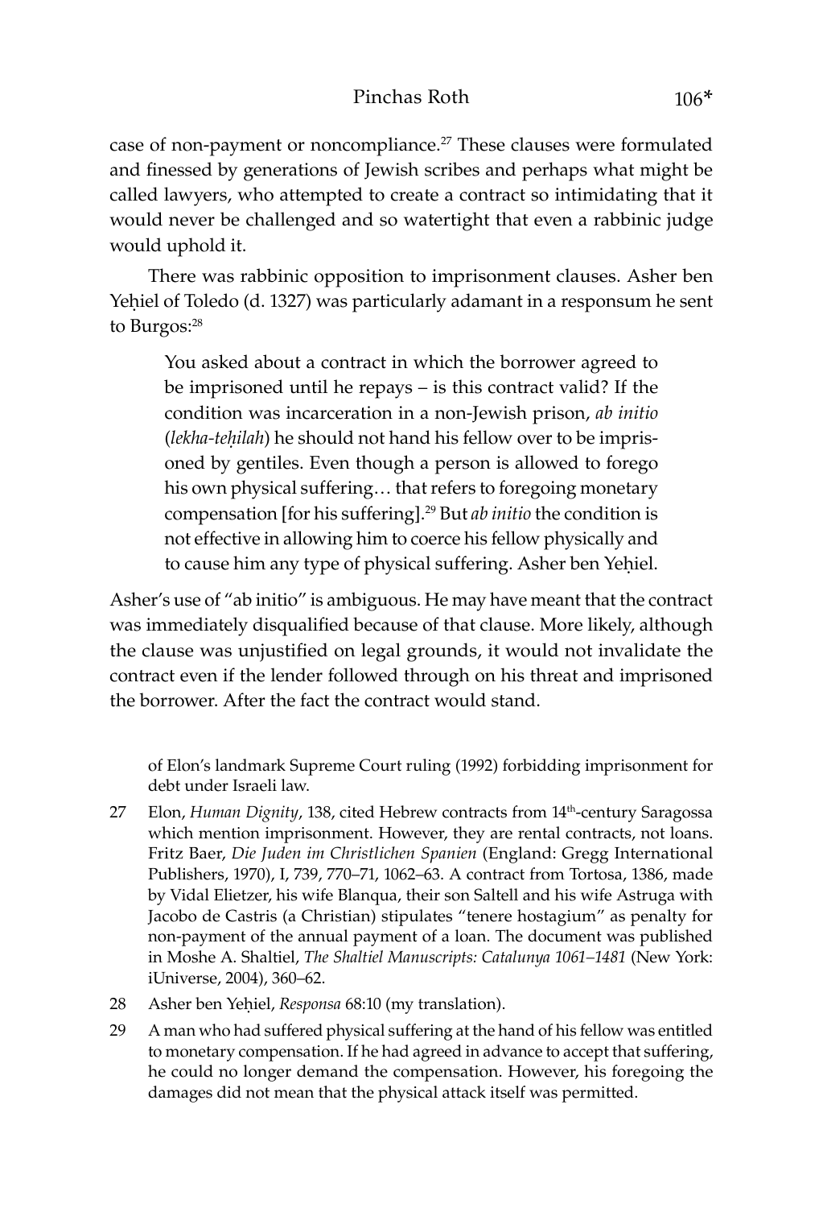case of non-payment or noncompliance.[27] These clauses were formulated and finessed by generations of Jewish scribes and perhaps what might be called lawyers, who attempted to create a contract so intimidating that it would never be challenged and so watertight that even a rabbinic judge would uphold it.

There was rabbinic opposition to imprisonment clauses. Asher ben Yeḥiel of Toledo (d. 1327) was particularly adamant in a responsum he sent to Burgos:[28]

> You asked about a contract in which the borrower agreed to be imprisoned until he repays – is this contract valid? If the condition was incarceration in a non-Jewish prison, *ab initio* (*lekha-teḥilah*) he should not hand his fellow over to be imprisoned by gentiles. Even though a person is allowed to forego his own physical suffering… that refers to foregoing monetary compensation [for his suffering].[29] But *ab initio* the condition is not effective in allowing him to coerce his fellow physically and to cause him any type of physical suffering. Asher ben Yeḥiel.

Asher's use of "ab initio" is ambiguous. He may have meant that the contract was immediately disqualified because of that clause. More likely, although the clause was unjustified on legal grounds, it would not invalidate the contract even if the lender followed through on his threat and imprisoned the borrower. After the fact the contract would stand.

of Elon's landmark Supreme Court ruling (1992) forbidding imprisonment for debt under Israeli law.

27 Elon, *Human Dignity*, 138, cited Hebrew contracts from 14th-century Saragossa which mention imprisonment. However, they are rental contracts, not loans. Fritz Baer, *Die Juden im Christlichen Spanien* (England: Gregg International Publishers, 1970), I, 739, 770–71, 1062–63. A contract from Tortosa, 1386, made by Vidal Elietzer, his wife Blanqua, their son Saltell and his wife Astruga with Jacobo de Castris (a Christian) stipulates "tenere hostagium" as penalty for non-payment of the annual payment of a loan. The document was published in Moshe A. Shaltiel, *The Shaltiel Manuscripts: Catalunya 1061–1481* (New York: iUniverse, 2004), 360–62.

28 Asher ben Yeḥiel, *Responsa* 68:10 (my translation).

29 A man who had suffered physical suffering at the hand of his fellow was entitled to monetary compensation. If he had agreed in advance to accept that suffering, he could no longer demand the compensation. However, his foregoing the damages did not mean that the physical attack itself was permitted.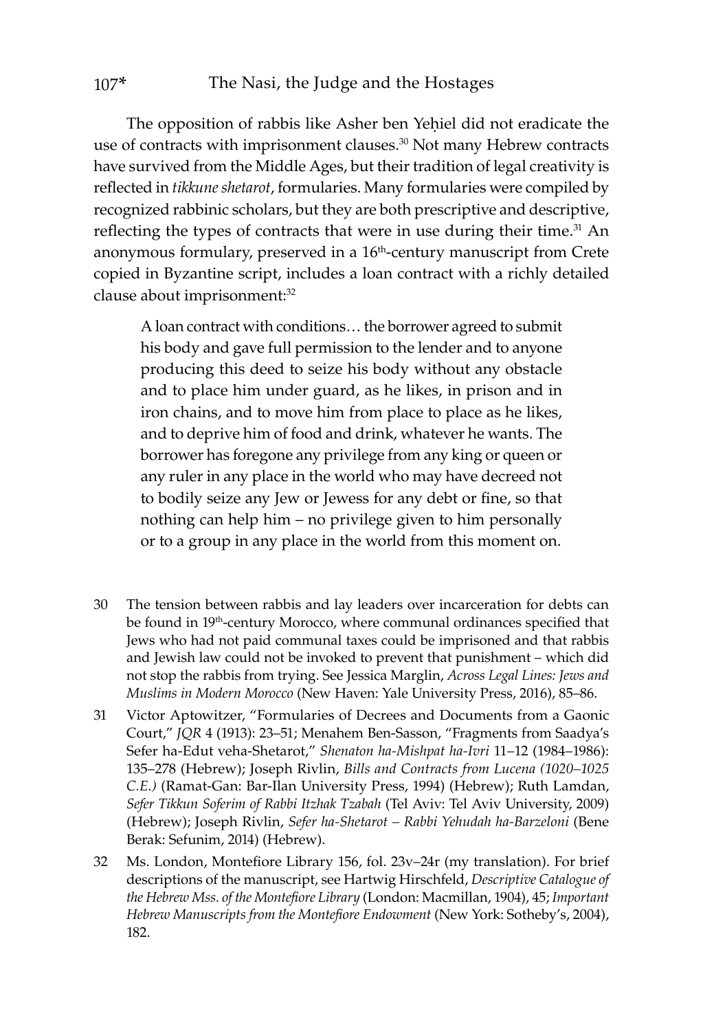The opposition of rabbis like Asher ben Yeḥiel did not eradicate the use of contracts with imprisonment clauses.[30] Not many Hebrew contracts have survived from the Middle Ages, but their tradition of legal creativity is reflected in *tikkune shetarot*, formularies. Many formularies were compiled by recognized rabbinic scholars, but they are both prescriptive and descriptive, reflecting the types of contracts that were in use during their time.[31] An anonymous formulary, preserved in a 16th-century manuscript from Crete copied in Byzantine script, includes a loan contract with a richly detailed clause about imprisonment:[32]

> A loan contract with conditions… the borrower agreed to submit his body and gave full permission to the lender and to anyone producing this deed to seize his body without any obstacle and to place him under guard, as he likes, in prison and in iron chains, and to move him from place to place as he likes, and to deprive him of food and drink, whatever he wants. The borrower has foregone any privilege from any king or queen or any ruler in any place in the world who may have decreed not to bodily seize any Jew or Jewess for any debt or fine, so that nothing can help him – no privilege given to him personally or to a group in any place in the world from this moment on.

30 The tension between rabbis and lay leaders over incarceration for debts can be found in 19th-century Morocco, where communal ordinances specified that Jews who had not paid communal taxes could be imprisoned and that rabbis and Jewish law could not be invoked to prevent that punishment – which did not stop the rabbis from trying. See Jessica Marglin, *Across Legal Lines: Jews and Muslims in Modern Morocco* (New Haven: Yale University Press, 2016), 85–86.

31 Victor Aptowitzer, "Formularies of Decrees and Documents from a Gaonic Court," *JQR* 4 (1913): 23–51; Menahem Ben-Sasson, "Fragments from Saadya's Sefer ha-Edut veha-Shetarot," *Shenaton ha-Mishpat ha-Ivri* 11–12 (1984–1986): 135–278 (Hebrew); Joseph Rivlin, *Bills and Contracts from Lucena (1020–1025 C.E.)* (Ramat-Gan: Bar-Ilan University Press, 1994) (Hebrew); Ruth Lamdan, *Sefer Tikkun Soferim of Rabbi Itzhak Tzabah* (Tel Aviv: Tel Aviv University, 2009) (Hebrew); Joseph Rivlin, *Sefer ha-Shetarot – Rabbi Yehudah ha-Barzeloni* (Bene Berak: Sefunim, 2014) (Hebrew).

32 Ms. London, Montefiore Library 156, fol. 23v–24r (my translation). For brief descriptions of the manuscript, see Hartwig Hirschfeld, *Descriptive Catalogue of the Hebrew Mss. of the Montefiore Library* (London: Macmillan, 1904), 45; *Important Hebrew Manuscripts from the Montefiore Endowment* (New York: Sotheby's, 2004), 182.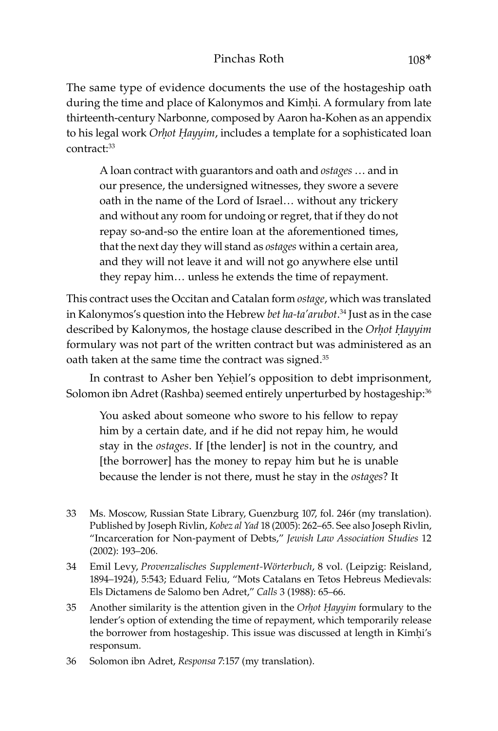The same type of evidence documents the use of the hostageship oath during the time and place of Kalonymos and Kimḥi. A formulary from late thirteenth-century Narbonne, composed by Aaron ha-Kohen as an appendix to his legal work *Orḥot Ḥayyim*, includes a template for a sophisticated loan contract:[33]

> A loan contract with guarantors and oath and *ostages* … and in our presence, the undersigned witnesses, they swore a severe oath in the name of the Lord of Israel… without any trickery and without any room for undoing or regret, that if they do not repay so-and-so the entire loan at the aforementioned times, that the next day they will stand as *ostages* within a certain area, and they will not leave it and will not go anywhere else until they repay him… unless he extends the time of repayment.

This contract uses the Occitan and Catalan form *ostage*, which was translated in Kalonymos's question into the Hebrew *bet ha-ta'arubot*.[34] Just as in the case described by Kalonymos, the hostage clause described in the *Orḥot Ḥayyim* formulary was not part of the written contract but was administered as an oath taken at the same time the contract was signed.[35]

In contrast to Asher ben Yeḥiel's opposition to debt imprisonment, Solomon ibn Adret (Rashba) seemed entirely unperturbed by hostageship:[36]

> You asked about someone who swore to his fellow to repay him by a certain date, and if he did not repay him, he would stay in the *ostages*. If [the lender] is not in the country, and [the borrower] has the money to repay him but he is unable because the lender is not there, must he stay in the *ostages*? It

33 Ms. Moscow, Russian State Library, Guenzburg 107, fol. 246r (my translation). Published by Joseph Rivlin, *Kobez al Yad* 18 (2005): 262–65. See also Joseph Rivlin, "Incarceration for Non-payment of Debts," *Jewish Law Association Studies* 12 (2002): 193–206.

34 Emil Levy, *Provenzalisches Supplement-Wörterbuch*, 8 vol. (Leipzig: Reisland, 1894–1924), 5:543; Eduard Feliu, "Mots Catalans en Tetos Hebreus Medievals: Els Dictamens de Salomo ben Adret," *Calls* 3 (1988): 65–66.

35 Another similarity is the attention given in the *Orḥot Ḥayyim* formulary to the lender's option of extending the time of repayment, which temporarily release the borrower from hostageship. This issue was discussed at length in Kimḥi's responsum.

36 Solomon ibn Adret, *Responsa* 7:157 (my translation).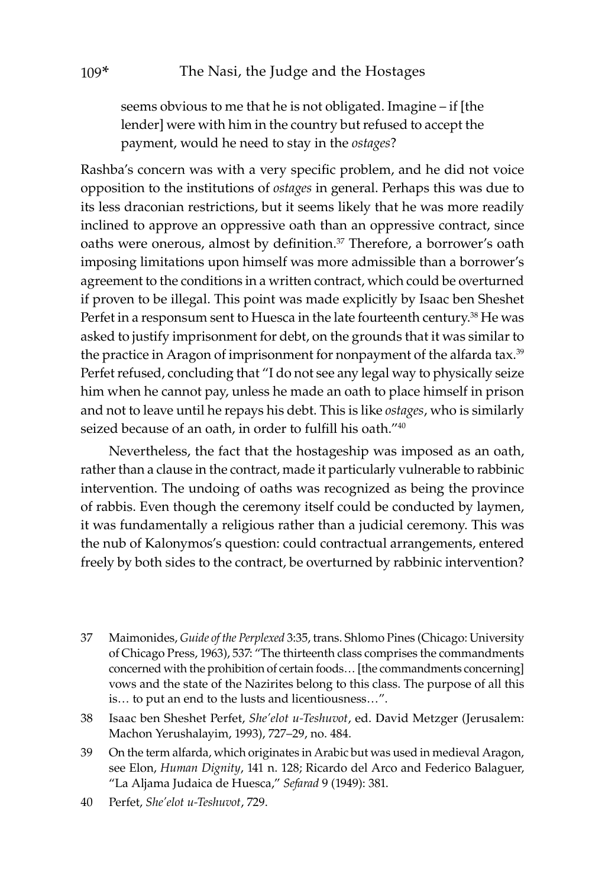seems obvious to me that he is not obligated. Imagine – if [the lender] were with him in the country but refused to accept the payment, would he need to stay in the *ostages*?

Rashba's concern was with a very specific problem, and he did not voice opposition to the institutions of *ostages* in general. Perhaps this was due to its less draconian restrictions, but it seems likely that he was more readily inclined to approve an oppressive oath than an oppressive contract, since oaths were onerous, almost by definition.[37] Therefore, a borrower's oath imposing limitations upon himself was more admissible than a borrower's agreement to the conditions in a written contract, which could be overturned if proven to be illegal. This point was made explicitly by Isaac ben Sheshet Perfet in a responsum sent to Huesca in the late fourteenth century.[38] He was asked to justify imprisonment for debt, on the grounds that it was similar to the practice in Aragon of imprisonment for nonpayment of the alfarda tax.[39] Perfet refused, concluding that "I do not see any legal way to physically seize him when he cannot pay, unless he made an oath to place himself in prison and not to leave until he repays his debt. This is like *ostages*, who is similarly seized because of an oath, in order to fulfill his oath."[40]

Nevertheless, the fact that the hostageship was imposed as an oath, rather than a clause in the contract, made it particularly vulnerable to rabbinic intervention. The undoing of oaths was recognized as being the province of rabbis. Even though the ceremony itself could be conducted by laymen, it was fundamentally a religious rather than a judicial ceremony. This was the nub of Kalonymos's question: could contractual arrangements, entered freely by both sides to the contract, be overturned by rabbinic intervention?

37 Maimonides, *Guide of the Perplexed* 3:35, trans. Shlomo Pines (Chicago: University of Chicago Press, 1963), 537: "The thirteenth class comprises the commandments concerned with the prohibition of certain foods… [the commandments concerning] vows and the state of the Nazirites belong to this class. The purpose of all this is… to put an end to the lusts and licentiousness…".

38 Isaac ben Sheshet Perfet, *She'elot u-Teshuvot*, ed. David Metzger (Jerusalem: Machon Yerushalayim, 1993), 727–29, no. 484.

39 On the term alfarda, which originates in Arabic but was used in medieval Aragon, see Elon, *Human Dignity*, 141 n. 128; Ricardo del Arco and Federico Balaguer, "La Aljama Judaica de Huesca," *Sefarad* 9 (1949): 381.

40 Perfet, *She'elot u-Teshuvot*, 729.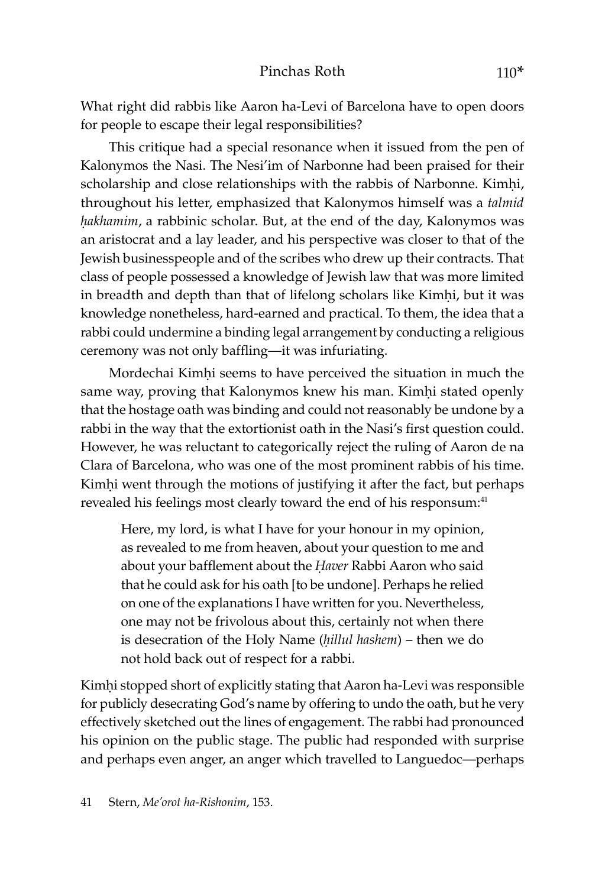What right did rabbis like Aaron ha-Levi of Barcelona have to open doors for people to escape their legal responsibilities?

This critique had a special resonance when it issued from the pen of Kalonymos the Nasi. The Nesi'im of Narbonne had been praised for their scholarship and close relationships with the rabbis of Narbonne. Kimḥi, throughout his letter, emphasized that Kalonymos himself was a *talmid ḥakhamim*, a rabbinic scholar. But, at the end of the day, Kalonymos was an aristocrat and a lay leader, and his perspective was closer to that of the Jewish businesspeople and of the scribes who drew up their contracts. That class of people possessed a knowledge of Jewish law that was more limited in breadth and depth than that of lifelong scholars like Kimḥi, but it was knowledge nonetheless, hard-earned and practical. To them, the idea that a rabbi could undermine a binding legal arrangement by conducting a religious ceremony was not only baffling—it was infuriating.

Mordechai Kimḥi seems to have perceived the situation in much the same way, proving that Kalonymos knew his man. Kimḥi stated openly that the hostage oath was binding and could not reasonably be undone by a rabbi in the way that the extortionist oath in the Nasi's first question could. However, he was reluctant to categorically reject the ruling of Aaron de na Clara of Barcelona, who was one of the most prominent rabbis of his time. Kimḥi went through the motions of justifying it after the fact, but perhaps revealed his feelings most clearly toward the end of his responsum:[41]

> Here, my lord, is what I have for your honour in my opinion, as revealed to me from heaven, about your question to me and about your bafflement about the *Ḥaver* Rabbi Aaron who said that he could ask for his oath [to be undone]. Perhaps he relied on one of the explanations I have written for you. Nevertheless, one may not be frivolous about this, certainly not when there is desecration of the Holy Name (*ḥillul hashem*) – then we do not hold back out of respect for a rabbi.

Kimḥi stopped short of explicitly stating that Aaron ha-Levi was responsible for publicly desecrating God's name by offering to undo the oath, but he very effectively sketched out the lines of engagement. The rabbi had pronounced his opinion on the public stage. The public had responded with surprise and perhaps even anger, an anger which travelled to Languedoc—perhaps

41 Stern, *Me'orot ha-Rishonim*, 153.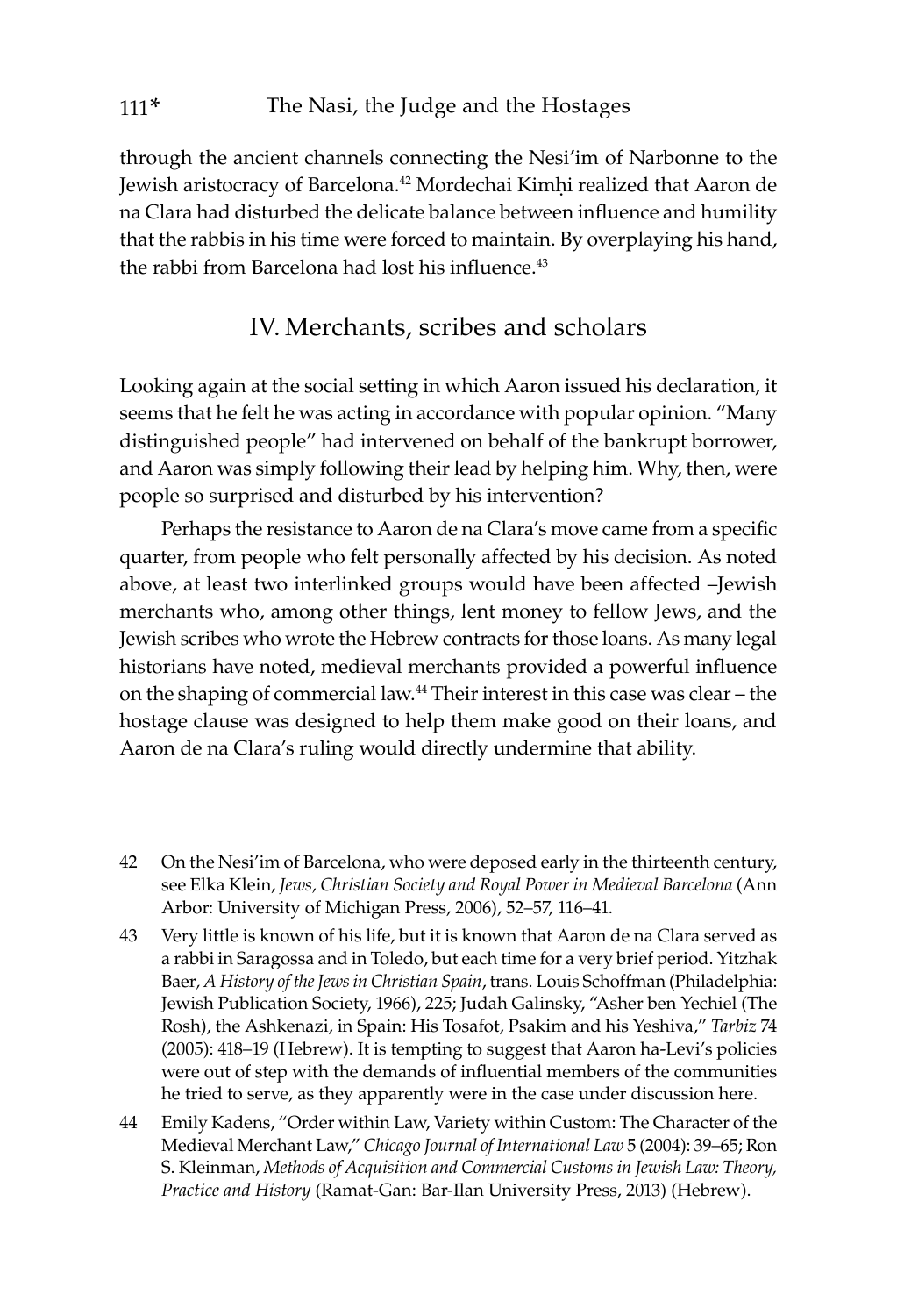through the ancient channels connecting the Nesi'im of Narbonne to the Jewish aristocracy of Barcelona.[42] Mordechai Kimḥi realized that Aaron de na Clara had disturbed the delicate balance between influence and humility that the rabbis in his time were forced to maintain. By overplaying his hand, the rabbi from Barcelona had lost his influence.[43]

## IV. Merchants, scribes and scholars

Looking again at the social setting in which Aaron issued his declaration, it seems that he felt he was acting in accordance with popular opinion. "Many distinguished people" had intervened on behalf of the bankrupt borrower, and Aaron was simply following their lead by helping him. Why, then, were people so surprised and disturbed by his intervention?

Perhaps the resistance to Aaron de na Clara's move came from a specific quarter, from people who felt personally affected by his decision. As noted above, at least two interlinked groups would have been affected –Jewish merchants who, among other things, lent money to fellow Jews, and the Jewish scribes who wrote the Hebrew contracts for those loans. As many legal historians have noted, medieval merchants provided a powerful influence on the shaping of commercial law.[44] Their interest in this case was clear – the hostage clause was designed to help them make good on their loans, and Aaron de na Clara's ruling would directly undermine that ability.

42 On the Nesi'im of Barcelona, who were deposed early in the thirteenth century, see Elka Klein, *Jews, Christian Society and Royal Power in Medieval Barcelona* (Ann Arbor: University of Michigan Press, 2006), 52–57, 116–41.

43 Very little is known of his life, but it is known that Aaron de na Clara served as a rabbi in Saragossa and in Toledo, but each time for a very brief period. Yitzhak Baer, *A History of the Jews in Christian Spain*, trans. Louis Schoffman (Philadelphia: Jewish Publication Society, 1966), 225; Judah Galinsky, "Asher ben Yechiel (The Rosh), the Ashkenazi, in Spain: His Tosafot, Psakim and his Yeshiva," *Tarbiz* 74 (2005): 418–19 (Hebrew). It is tempting to suggest that Aaron ha-Levi's policies were out of step with the demands of influential members of the communities he tried to serve, as they apparently were in the case under discussion here.

44 Emily Kadens, "Order within Law, Variety within Custom: The Character of the Medieval Merchant Law," *Chicago Journal of International Law* 5 (2004): 39–65; Ron S. Kleinman, *Methods of Acquisition and Commercial Customs in Jewish Law: Theory, Practice and History* (Ramat-Gan: Bar-Ilan University Press, 2013) (Hebrew).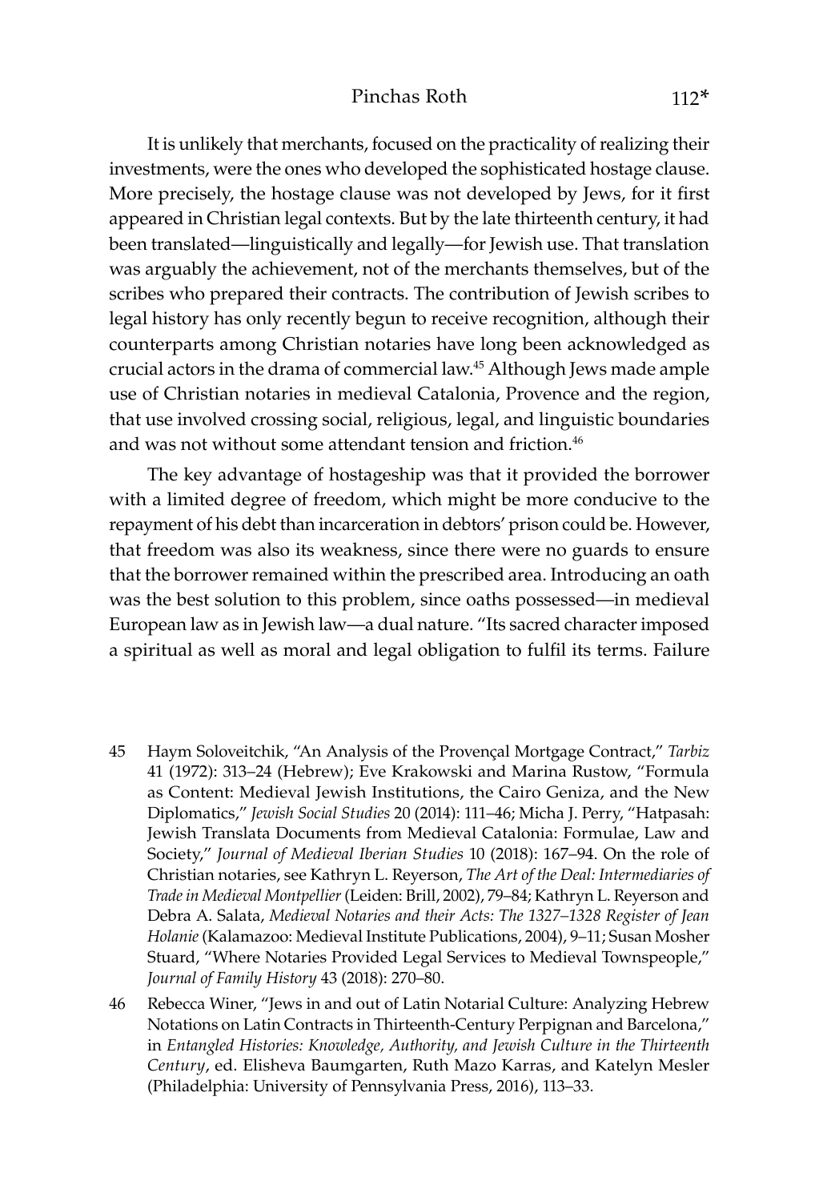It is unlikely that merchants, focused on the practicality of realizing their investments, were the ones who developed the sophisticated hostage clause. More precisely, the hostage clause was not developed by Jews, for it first appeared in Christian legal contexts. But by the late thirteenth century, it had been translated—linguistically and legally—for Jewish use. That translation was arguably the achievement, not of the merchants themselves, but of the scribes who prepared their contracts. The contribution of Jewish scribes to legal history has only recently begun to receive recognition, although their counterparts among Christian notaries have long been acknowledged as crucial actors in the drama of commercial law.[45] Although Jews made ample use of Christian notaries in medieval Catalonia, Provence and the region, that use involved crossing social, religious, legal, and linguistic boundaries and was not without some attendant tension and friction.[46]

The key advantage of hostageship was that it provided the borrower with a limited degree of freedom, which might be more conducive to the repayment of his debt than incarceration in debtors' prison could be. However, that freedom was also its weakness, since there were no guards to ensure that the borrower remained within the prescribed area. Introducing an oath was the best solution to this problem, since oaths possessed—in medieval European law as in Jewish law—a dual nature. "Its sacred character imposed a spiritual as well as moral and legal obligation to fulfil its terms. Failure

---

45 Haym Soloveitchik, "An Analysis of the Provençal Mortgage Contract," *Tarbiz* 41 (1972): 313–24 (Hebrew); Eve Krakowski and Marina Rustow, "Formula as Content: Medieval Jewish Institutions, the Cairo Geniza, and the New Diplomatics," *Jewish Social Studies* 20 (2014): 111–46; Micha J. Perry, "Hatpasah: Jewish Translata Documents from Medieval Catalonia: Formulae, Law and Society," *Journal of Medieval Iberian Studies* 10 (2018): 167–94. On the role of Christian notaries, see Kathryn L. Reyerson, *The Art of the Deal: Intermediaries of Trade in Medieval Montpellier* (Leiden: Brill, 2002), 79–84; Kathryn L. Reyerson and Debra A. Salata, *Medieval Notaries and their Acts: The 1327–1328 Register of Jean Holanie* (Kalamazoo: Medieval Institute Publications, 2004), 9–11; Susan Mosher Stuard, "Where Notaries Provided Legal Services to Medieval Townspeople," *Journal of Family History* 43 (2018): 270–80.

46 Rebecca Winer, "Jews in and out of Latin Notarial Culture: Analyzing Hebrew Notations on Latin Contracts in Thirteenth-Century Perpignan and Barcelona," in *Entangled Histories: Knowledge, Authority, and Jewish Culture in the Thirteenth Century*, ed. Elisheva Baumgarten, Ruth Mazo Karras, and Katelyn Mesler (Philadelphia: University of Pennsylvania Press, 2016), 113–33.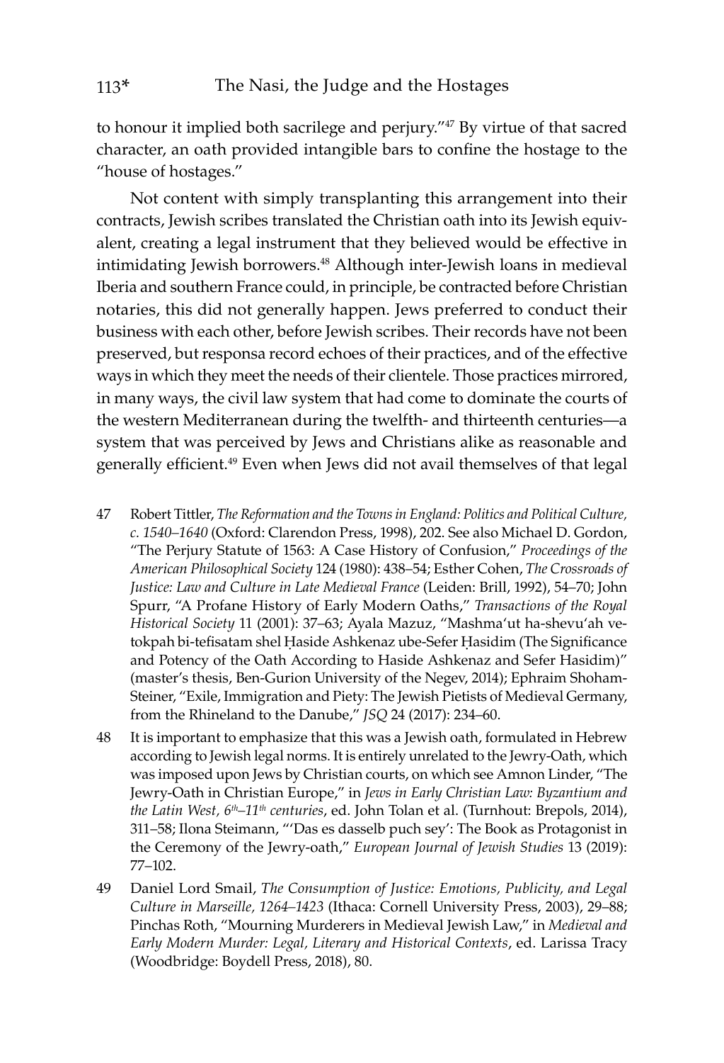to honour it implied both sacrilege and perjury."[47] By virtue of that sacred character, an oath provided intangible bars to confine the hostage to the "house of hostages."

Not content with simply transplanting this arrangement into their contracts, Jewish scribes translated the Christian oath into its Jewish equivalent, creating a legal instrument that they believed would be effective in intimidating Jewish borrowers.[48] Although inter-Jewish loans in medieval Iberia and southern France could, in principle, be contracted before Christian notaries, this did not generally happen. Jews preferred to conduct their business with each other, before Jewish scribes. Their records have not been preserved, but responsa record echoes of their practices, and of the effective ways in which they meet the needs of their clientele. Those practices mirrored, in many ways, the civil law system that had come to dominate the courts of the western Mediterranean during the twelfth- and thirteenth centuries—a system that was perceived by Jews and Christians alike as reasonable and generally efficient.[49] Even when Jews did not avail themselves of that legal

47 Robert Tittler, *The Reformation and the Towns in England: Politics and Political Culture, c. 1540–1640* (Oxford: Clarendon Press, 1998), 202. See also Michael D. Gordon, "The Perjury Statute of 1563: A Case History of Confusion," *Proceedings of the American Philosophical Society* 124 (1980): 438–54; Esther Cohen, *The Crossroads of Justice: Law and Culture in Late Medieval France* (Leiden: Brill, 1992), 54–70; John Spurr, "A Profane History of Early Modern Oaths," *Transactions of the Royal Historical Society* 11 (2001): 37–63; Ayala Mazuz, "Mashma'ut ha-shevu'ah ve-tokpah bi-tefisatam shel Ḥaside Ashkenaz ube-Sefer Ḥasidim (The Significance and Potency of the Oath According to Haside Ashkenaz and Sefer Hasidim)" (master's thesis, Ben-Gurion University of the Negev, 2014); Ephraim Shoham-Steiner, "Exile, Immigration and Piety: The Jewish Pietists of Medieval Germany, from the Rhineland to the Danube," *JSQ* 24 (2017): 234–60.

48 It is important to emphasize that this was a Jewish oath, formulated in Hebrew according to Jewish legal norms. It is entirely unrelated to the Jewry-Oath, which was imposed upon Jews by Christian courts, on which see Amnon Linder, "The Jewry-Oath in Christian Europe," in *Jews in Early Christian Law: Byzantium and the Latin West, 6th–11th centuries*, ed. John Tolan et al. (Turnhout: Brepols, 2014), 311–58; Ilona Steimann, "'Das es dasselb puch sey': The Book as Protagonist in the Ceremony of the Jewry-oath," *European Journal of Jewish Studies* 13 (2019): 77–102.

49 Daniel Lord Smail, *The Consumption of Justice: Emotions, Publicity, and Legal Culture in Marseille, 1264–1423* (Ithaca: Cornell University Press, 2003), 29–88; Pinchas Roth, "Mourning Murderers in Medieval Jewish Law," in *Medieval and Early Modern Murder: Legal, Literary and Historical Contexts*, ed. Larissa Tracy (Woodbridge: Boydell Press, 2018), 80.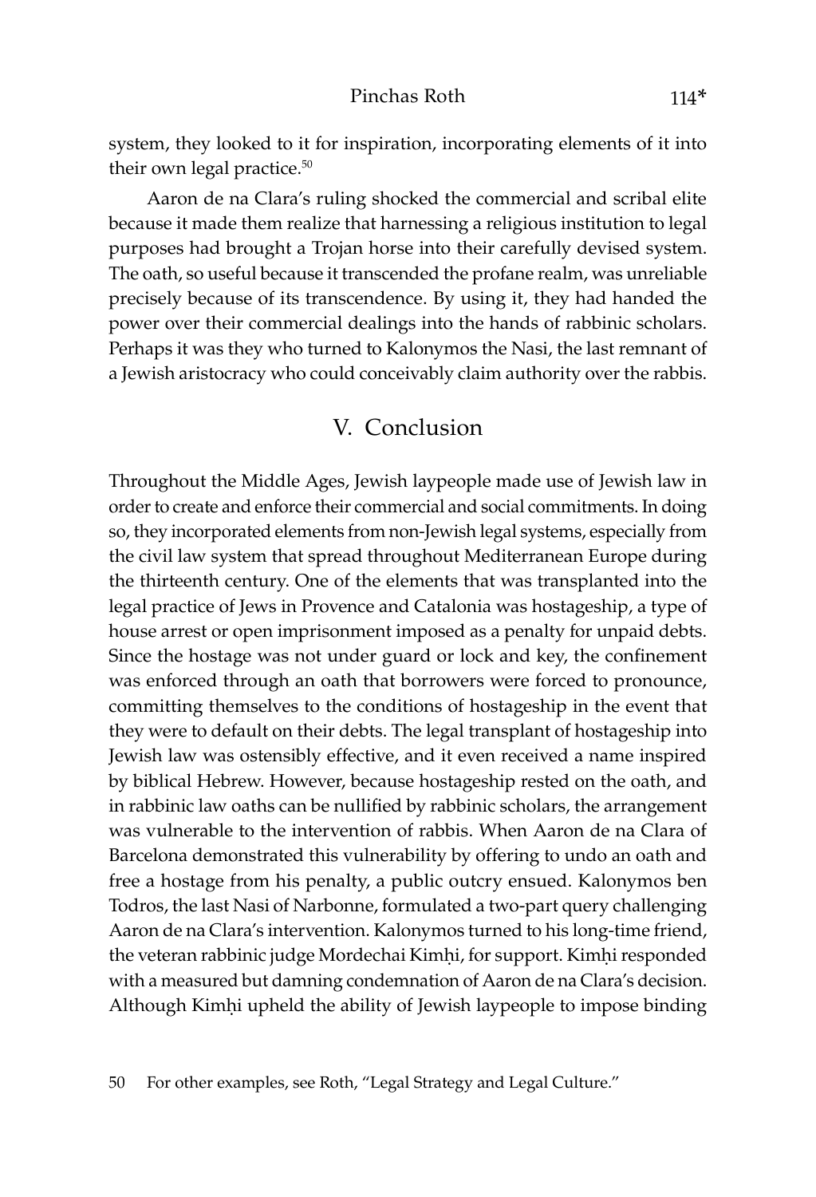system, they looked to it for inspiration, incorporating elements of it into their own legal practice.[50]

Aaron de na Clara's ruling shocked the commercial and scribal elite because it made them realize that harnessing a religious institution to legal purposes had brought a Trojan horse into their carefully devised system. The oath, so useful because it transcended the profane realm, was unreliable precisely because of its transcendence. By using it, they had handed the power over their commercial dealings into the hands of rabbinic scholars. Perhaps it was they who turned to Kalonymos the Nasi, the last remnant of a Jewish aristocracy who could conceivably claim authority over the rabbis.

## V. Conclusion

Throughout the Middle Ages, Jewish laypeople made use of Jewish law in order to create and enforce their commercial and social commitments. In doing so, they incorporated elements from non-Jewish legal systems, especially from the civil law system that spread throughout Mediterranean Europe during the thirteenth century. One of the elements that was transplanted into the legal practice of Jews in Provence and Catalonia was hostageship, a type of house arrest or open imprisonment imposed as a penalty for unpaid debts. Since the hostage was not under guard or lock and key, the confinement was enforced through an oath that borrowers were forced to pronounce, committing themselves to the conditions of hostageship in the event that they were to default on their debts. The legal transplant of hostageship into Jewish law was ostensibly effective, and it even received a name inspired by biblical Hebrew. However, because hostageship rested on the oath, and in rabbinic law oaths can be nullified by rabbinic scholars, the arrangement was vulnerable to the intervention of rabbis. When Aaron de na Clara of Barcelona demonstrated this vulnerability by offering to undo an oath and free a hostage from his penalty, a public outcry ensued. Kalonymos ben Todros, the last Nasi of Narbonne, formulated a two-part query challenging Aaron de na Clara's intervention. Kalonymos turned to his long-time friend, the veteran rabbinic judge Mordechai Kimḥi, for support. Kimḥi responded with a measured but damning condemnation of Aaron de na Clara's decision. Although Kimḥi upheld the ability of Jewish laypeople to impose binding

50 For other examples, see Roth, "Legal Strategy and Legal Culture."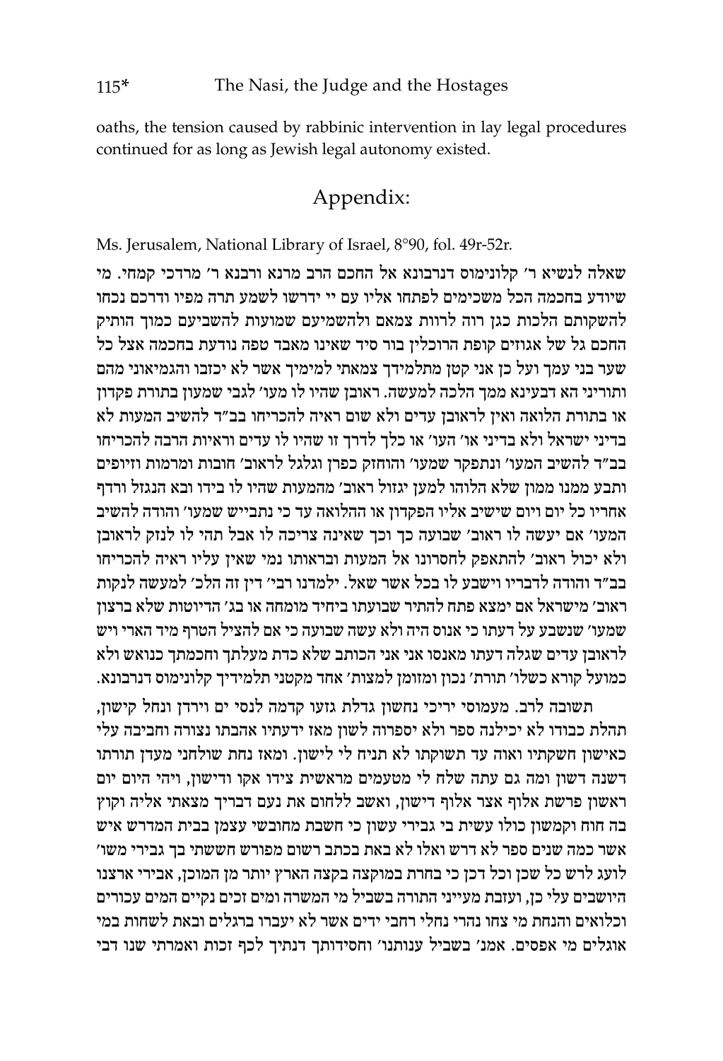oaths, the tension caused by rabbinic intervention in lay legal procedures continued for as long as Jewish legal autonomy existed.

## Appendix:

Ms. Jerusalem, National Library of Israel, 8°90, fol. 49r-52r.

שאלה לנשיא ר׳ קלונימוס דנרבונא אל החכם הרב מרנא ורבנא ר׳ מרדכי קמחי. מי שיודע בחכמה הכל משכימים לפתחו אליו עם יי ידרשו לשמע תרה מפיו ודרכם נכחו להשקותם הלכות כגן רוה לרוות צמאם ולהשמיעם שמועות להשביעם כמוך הותיק החכם גל של אגוזים קופת הרוכלין בור סיד שאינו מאבד טפה נודעת בחכמה אצל כל שער בני עמך ועל כן קטן אני מתלמידך צמאתי למימיך אשר לא יכזבו והגמיאוני מהם ותוריני הא דבעינא ממך הלכה למעשה. ראובן שהיו לו מעו׳ לגבי שמעון בתורת פקדון או בתורת הלואה ואין לראובן עדים ולא שום ראיה להכריחו בב״ד להשיב המעות לא בדיני ישראל ולא בדיני או׳ העו׳ או כלך לדרך זו שהיו לו עדים וראיות הרבה להכריחו בב״ד להשיב המעו׳ ונתפקר שמעו׳ והוחזק כפרן וגלגל לראוב׳ חובות ומרמות וזיופים ותבע ממנו ממון שלא הלוהו למען יגזול ראוב׳ מהמעות שהיו לו בידו ובא הנגזל ורדף אחריו כל יום ויום שישיב אליו הפקדון או ההלואה עד כי נתבייש שמעו׳ והודה להשיב המעו׳ אם יעשה לו ראוב׳ שבועה כך וכך שאינה צריכה לו אבל תהי לו לנזק לראובן ולא יכול ראוב׳ להתאפק לחסרונו אל המעות ובראותו נמי שאין עליו ראיה להכריחו בב״ד והודה לדבריו וישבע לו בכל אשר שאל. ילמדנו רבי׳ דין זה הלכ׳ למעשה לנקות ראוב׳ מישראל אם ימצא פתח להתיר שבועתו ביחיד מומחה או בג׳ הדיוטות שלא ברצון שמעו׳ שנשבע על דעתו כי אנוס היה ולא עשה שבועה כי אם להציל הטרף מיד הארי ויש לראובן עדים שגלה דעתו מאנסו אני אני הכותב שלא כדת מעלתך וחכמתך כנואש ולא כמועל קורא כשלו׳ תורת׳ נכון ומזומן למצות׳ אחד מקטני תלמידיך קלונימוס דנרבונא.

תשובה לרב. מעמוסי יריכי נחשון גדלת גזעו קדמה לנסי ים וירדן ונחל קישון, תהלת כבודו לא יכילנה ספר ולא יספרוה לשון מאז ידעתיו אהבתו נצורה וחביבה עלי כאישון חשקתיו ואוה עד תשוקתו לא תניח לי לישון. ומאז נחת שולחני מעדן תורתו דשנה דשון ומה גם עתה שלח לי מטעמים מראשית צידו אקו ודישון, ויהי היום יום ראשון פרשת אלוף אצר אלוף דישון, ואשב ללחום את נעם דבריך מצאתי אליה וקוץ בה חוח וקמשון כולו עשית בי גבירי עשון כי חשבת מחובשי עצמן בבית המדרש איש אשר כמה שנים ספר לא דרש ואלו לא באת בכתב רשום מפורש חששתי בך גבירי משו׳ לועג לרש כל שכן וכל דכן כי בחרת במוקצה בקצה הארץ יותר מן המוכן, אבירי ארצנו היושבים עלי כן, ועזבת מעייני התורה בשביל מי המשרה ומים זכים נקיים המים עכורים וכלואים והנחת מי צחו נהרי נחלי רחבי ידים אשר לא יעברו ברגלים ובאת לשחות במי אוגלים מי אפסים. אמנ׳ בשביל ענותנו׳ וחסידותך דנתיך לכף זכות ואמרתי שנו דבי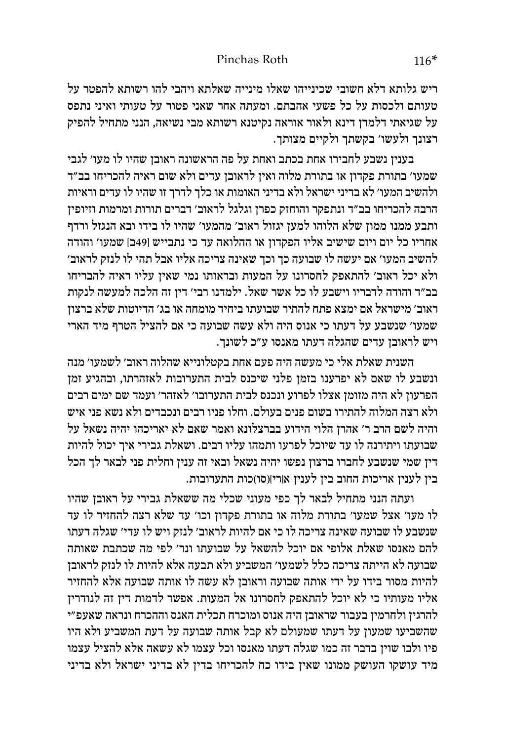ריש גלותא דלא חשובי שכינייהו שאלו מינייה שאלתא ויהבי להו רשותא להפטר על טעותם ולכסות על כל פשעי אהבתם. ומעתה אחר שאני פטור על טעותי ואיני נתפס על שגיאתי דלמדן דינא ולאור אוראה נקיטנא רשותא מבי נשיאה, הנני מתחיל להפיק רצונך ולעשו' בקשתך ולקיים מצותך.

בענין נשבע לחבירו אחת בכתב ואחת על פה הראשונה ראובן שהיו לו מעו' לגבי שמעו' בתורת פקדון או בתורת מלוה ואין לראובן עדים ולא שום ראיה להכריחו בב"ד ולהשיב המעו' לא בדיני ישראל ולא בדיני האומות או כלך לדרך זו שהיו לו עדים וראיות הרבה להכריחו בב"ד ונתפקר והוחזק כפרן וגלגל לראוב' דברים תורות ומרמות וזיופין ותבע ממנו ממון שלא הלוהו למען יגזול ראוב' מהמעו' שהיו לו בידו ובא הנגזל ורדף אחריו כל יום ויום שישיב אליו הפקדון או ההלואה עד כי נתבייש [249ב] שמעו' והודה להשיב המעו' אם יעשה לו שבועה כך וכך שאינה צריכה אליו אבל תהי לו לנזק לראוב' ולא יכל ראוב' להתאפק לחסרונו על המעות ובראותו נמי שאין עליו ראיה להבריחו בב"ד והודה לדבריו וישבע לו כל אשר שאל. ילמדנו רבי' דין זה הלכה למעשה לנקות ראוב' מישראל אם ימצא פתח להתיר שבועתו ביחיד מומחה או בג' הדיוטות שלא ברצון שמעו' שנשבע על דעתו כי אנוס היה ולא עשה שבועה כי אם להציל הטרף מיד הארי ויש לראובן עדים שהגלה דעתו מאנסו ע"כ לשונך.

השנית שאלת אלי כי מעשה היה פעם אחת בקטלונייא שהלוה ראוב' לשמעו' מנה ונשבע לו שאם לא יפרענו בזמן פלני שיכנס לבית התערובות לאזהרתו, ובהגיע זמן הפרעון לא היה מזומן אצלו לפרוע ונכנס לבית התערובו' לאזהר' ועמד שם ימים רבים ולא רצה המלוה להתירו בשום פנים בעולם. וחלו פניו רבים ונכבדים ולא נשא פני איש והיה לשם הרב ר' אהרן הלוי הידוע בברצלונא ואמר שאם לא יאריכהו יהיה נשאל על שבועתו ויתירנה לו עד שיוכל לפרעו ותמהו עליו רבים. ושאלת גבירי איך יכול להיות דין שמי שנשבע לחברו ברצון נפשו יהיה נשאל ובאי זה ענין וחלית פני לבאר לך הכל בין לענין אריכות החוב בין לענין א[רי](סו)כות התערובות.

ועתה הנני מתחיל לבאר לך כפי מעוני שכלי מה ששאלת גבירי על ראובן שהיו לו מעו' אצל שמעו' בתורת מלוה או בתורת פקדון וכו' עד שלא רצה להחזיר לו עד שנשבע לו שבועה שאינה צריכה לו כי אם להיות לראוב' לנזק ויש לו עדי' שגלה דעתו להם מאנסו שאלת אלופי אם יוכל להשאל על שבועתו ונר' לפי מה שכתבת שאותה שבועה לא הייתה צריכה כלל לשמעו' המשביע ולא תבעה אלא להיות לו לנזק לראובן להיות מסור בידו על ידי אותה שבועה וראובן לא עשה לו אותה שבועה אלא להחזיר אליו מעותיו כי לא יוכל להתאפק לחסרונו אל המעות. אפשר לדמות דין זה לנודרין להרגין ולחרמין בעבור שראובן היה אנוס ומוכרח תכלית האנס וההכרח ונראה שאעפ"י שהשביעו שמעון על דעתו שמעולם לא קבל אותה שבועה על דעת המשביע ולא היו פיו ולבו שוין בדבר זה כמו שגלה דעתו מאנסו וכל עצמו לא עשאה אלא להציל עצמו מיד עושקו העושק ממונו שאין בידו כח להכריחו בדין לא בדיני ישראל ולא בדיני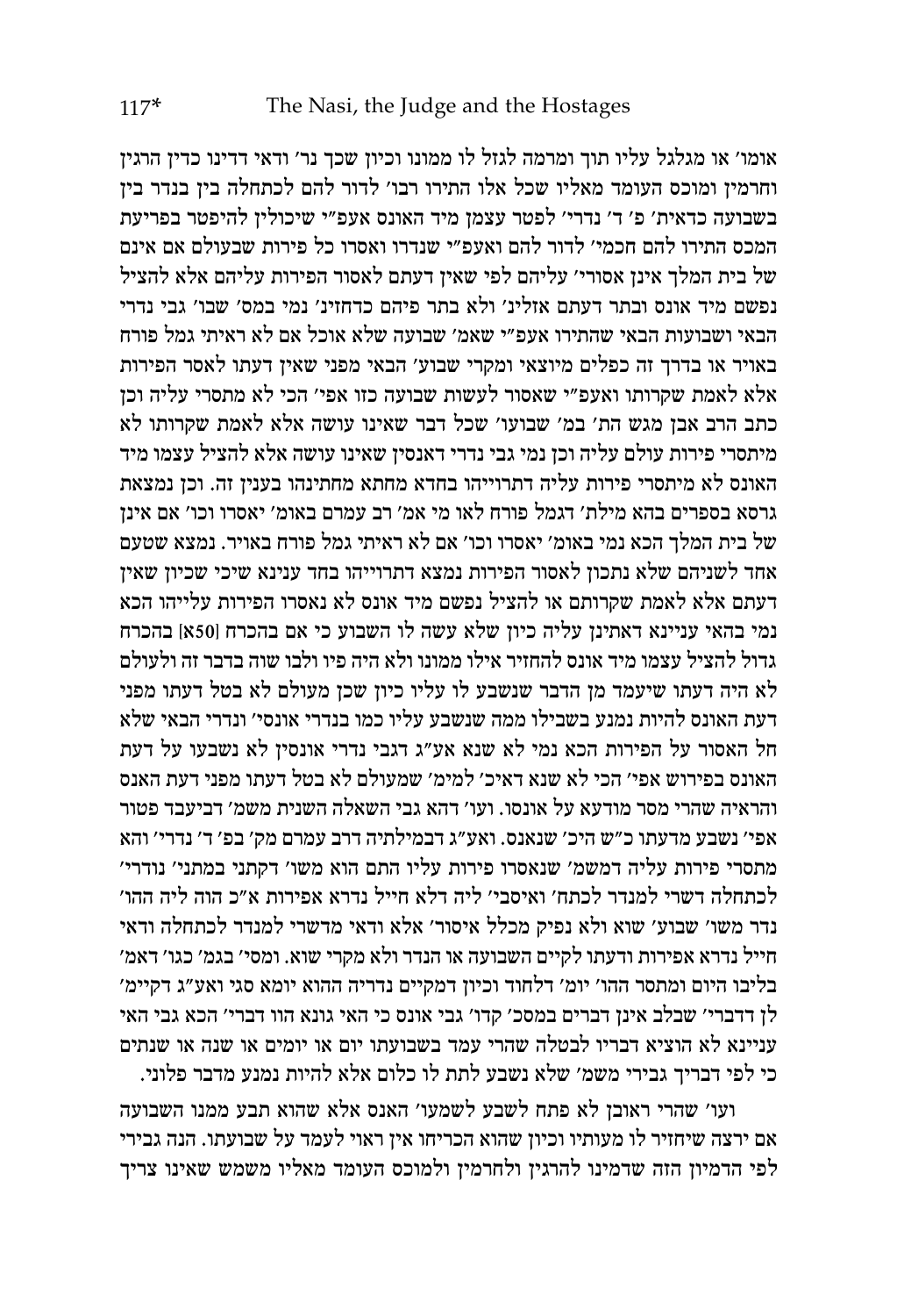אומר' או מגלגל עליו תוך ומרמה לגזל לו ממונו וכיון שכך נר' ודאי דדינו כדין הרגין וחרמין ומוכס העומד מאליו שכל אלו התירו רבו' לדור להם לכתחלה בין בנדר בין בשבועה כדאית' פ' ד' נדרי' לפטר עצמן מיד האונס אעפ"י שיכולין להיפטר בפריעת המכס התירו להם חכמי' לדור להם ואעפ"י שנדרו ואסרו כל פירות שבעולם אם אינם של בית המלך אינן אסורי' עליהם לפי שאין דעתם לאסור הפירות עליהם אלא להציל נפשם מיד אונס ובתר דעתם אזלינ' ולא בתר פיהם כדחזינ' נמי במס' שבו' גבי נדרי הבאי ושבועות הבאי שהתירו אעפ"י שאמ' שבועה שלא אוכל אם לא ראיתי גמל פורח באויר או בדרך זה כפלים מיוצאי ומקרי שבוע' הבאי מפני שאין דעתו לאסר הפירות אלא לאמת שקרותו ואעפ"י שאסור לעשות שבועת שבועה כזו אפי' הכי לא מתסרי עליה וכן כתב הרב אבן מגש הת' במ' שבוע' שכל דבר שאינו עושה אלא לאמת שקרותו לא מיתסרי פירות עולם עליה וכן נמי גבי נדרי דאנסין שאינו עושה אלא להציל עצמו מיד האונס לא מיתסרי פירות עליה דתרוייהו בחדא מחתא מחתינהו בענין זה. וכן נמצאת גרסא בספרים בהא מילת' דגמל פורח לאו מי אמ' רב עמרם באומ' יאסרו וכו' אם אינן של בית המלך הכא נמי באומ' יאסרו וכו' אם לא ראיתי גמל פורח באויר. נמצא שטעם אחד לשניהם שלא נתכון לאסור הפירות נמצא דתרוייהו בחד ענינא שיכי שכיון שאין דעתם אלא לאמת שקרותם או להציל נפשם מיד אונס לא נאסרו הפירות עלייהו הכא נמי בהאי עניינא דאתינן עליה כיון שלא עשה לו השבוע כי אם בהכרח [50א] בהכרח גדול להציל עצמו מיד אונס להחזיר אילו ממונו ולא היה פיו ולבו שוה בדבר זה ולעולם לא היה דעתו שיעמד מן הדבר שנשבע לו עליו כיון שכן מעולם לא בטל דעתו מפני דעת האונס להיות נמנע בשבילו ממה שנשבע עליו כמו בנדרי אונסי' ונדרי הבאי שלא חל האסור על הפירות הכא נמי לא שנא אע"ג דגבי נדרי אונסין לא נשבעו על דעת האונס בפירוש אפי' הכי לא שנא דאיכ' למימ' שמעולם לא בטל דעתו מפני דעת האנס והראיה שהרי מסר מודעא על אונסו. ועו' דהא גבי השאלה השנית משמ' דביעבד פטור אפי' נשבע מדעתו כ"ש היכ' שנאנס. ואע"ג דבמילתיה דרב עמרם מק' בפ' ד' נדרי' והא מתסרי פירות עליה דמשמ' שנאסרו פירות עליו התם הוא משו' דקתני במתני' נודרי' לכתחלה דשרי למנדר לכתח' ואיסבי' ליה דלא חייל נדרא אפירות א"כ הוה ליה ההו' נדר משו' שבוע' שוא ולא נפיק מכלל איסור' אלא ודאי מדשרי למנדר לכתחלה ודאי חייל נדרא אפירות ודעתו לקיים השבועה או הנדר ולא מקרי שוא. ומסי' בגמ' כגו' דאמ' בליבו היום ומתסר ההו' יומ' דלחוד וכיון דמקיים נדריה ההוא יומא סגי ואע"ג דקיימ' לן דדברי' שבלב אינן דברים במסכ' קדו' גבי אונס כי האי גונא הוו דברי' הכא גבי האי עניינא לא הוציא דבריו לבטלה שהרי עמד בשבועתו יום או יומים או שנה או שנתים כי לפי דבריך גבירי משמ' שלא נשבע לתת לו כלום אלא להיות נמנע מדבר פלוני.

ועו' שהרי ראובן לא פתח לשבע לשמעו' האנס אלא שהוא תבע ממנו השבועה אם ירצה שיחזיר לו מעותיו וכיון שהוא הכריחו אין ראוי לעמד על שבועתו. הנה גבירי לפי הדמיון הזה שדמינו להרגין ולחרמין ולמוכס העומד מאליו משמש שאינו צריך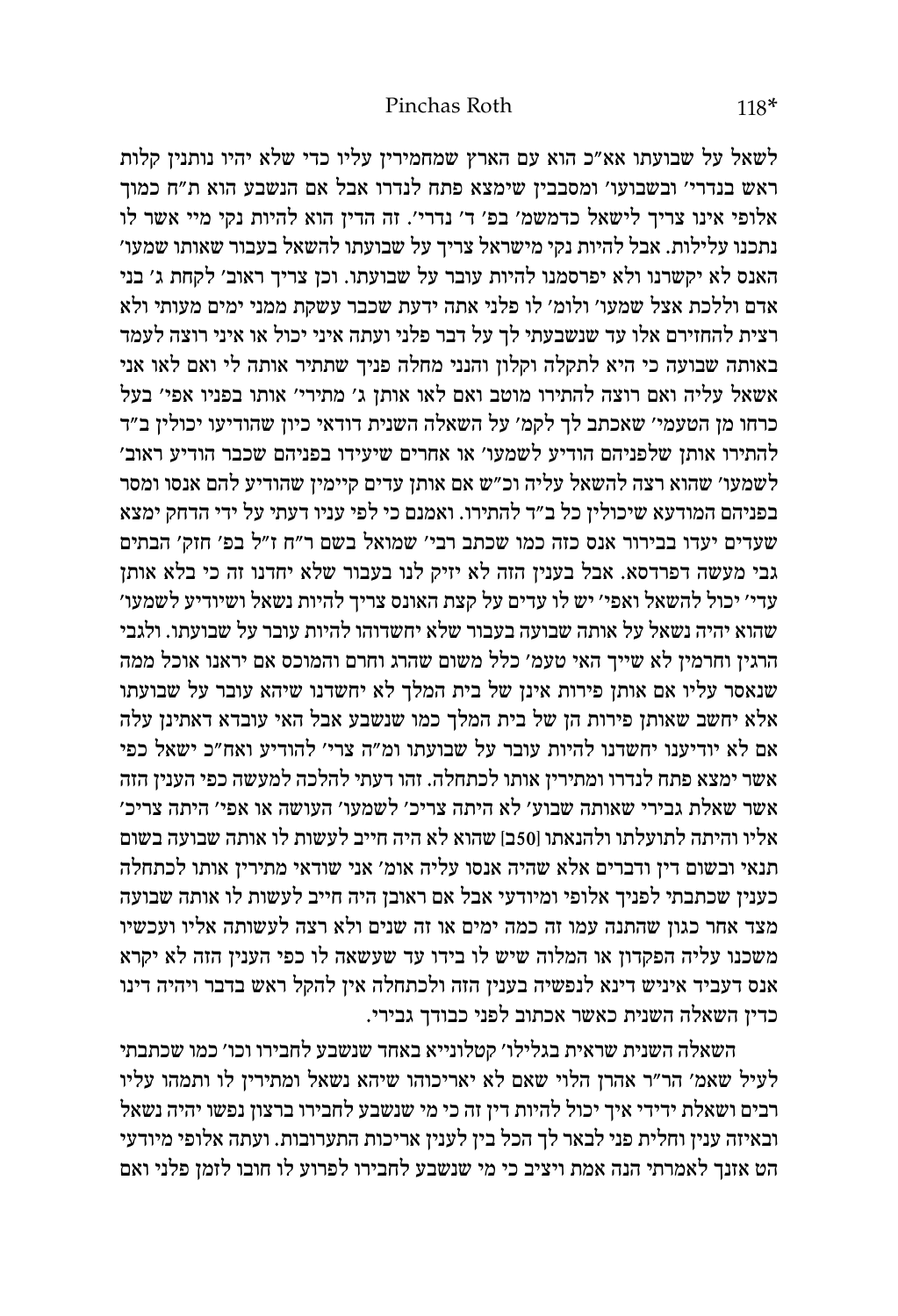לשאל על שבועתו אא"כ הוא עם הארץ שמחמירין עליו כדי שלא יהיו נותנין קלות ראש בנדרי' ובשבועו' ומסבבין שימצא פתח לנדרו אבל אם הנשבע הוא ת"ח כמוך אלופי אינו צריך לישאל כדמשמ' בפ' ד' נדרי'. זה הדין הוא להיות נקי מיי אשר לו נתכנו עלילות. אבל להיות נקי מישראל צריך על שבועתו להשאל בעבור שאותו שמעו' האנס לא יקשרנו ולא יפרסמנו להיות עובר על שבועתו. וכן צריך ראוב' לקחת ג' בני אדם וללכת אצל שמעו' ולומ' לו פלני אתה ידעת שכבר עשקת ממני ימים מעותי ולא רצית להחזירם אלו עד שנשבעתי לך על דבר פלני ועתה איני יכול או איני רוצה לעמד באותה שבועה כי היא לתקלה וקלון והנני מחלה פניך שתתיר אותה לי ואם לאו אני אשאל עליה ואם רוצה להתירו מוטב ואם לאו אותן ג' מתירי' אותו בפניו אפי' בעל כרחו מן הטעמי' שאכתב לך לקמ' על השאלה השנית דודאי כיון שהודיעו יכולין ב"ד להתירו אותן שלפניהם הודיע לשמעו' או אחרים שיעידו בפניהם שכבר הודיע ראוב' לשמעו' שהוא רצה להשאל עליה וכ"ש אם אותן עדים קיימין שהודיע להם אנסו ומסר בפניהם המודעא שיכולין כל ב"ד להתירו. ואמנם כי לפי עניו דעתי על ידי הדחק ימצא שעדים יעדו בבירור אנס כזה כמו שכתב רבי' שמואל בשם ר"ח ז"ל בפ' חזק' הבתים גבי מעשה דפרדסא. אבל בענין הזה לא יזיק לנו בעבור שלא יחדנו זה כי בלא אותן עדי' יכול להשאל ואפי' יש לו עדים על קצת האונס צריך להיות נשאל ושיודיע לשמעו' שהוא יהיה נשאל על אותה שבועה בעבור שלא יחשדוהו להיות עובר על שבועתו. ולגבי הרגין וחרמין לא שייך האי טעמ' כלל משום שהרג וחרם והמוכס אם יראנו אוכל ממה שנאסר עליו אם אותן פירות אינן של בית המלך לא יחשדנו שיהא עובר על שבועתו אלא יחשב שאותן פירות הן של בית המלך כמו שנשבע אבל האי עובדא דאתינן עלה אם לא יודיענו יחשדנו להיות עובר על שבועתו ומ"ה צרי' להודיע ואח"כ ישאל כפי אשר ימצא פתח לנדרו ומתירין אותו לכתחלה. זהו דעתי להלכה למעשה כפי הענין הזה אשר שאלת גבירי שאותה שבוע' לא היתה צריכ' לשמעו' העושה או אפי' היתה צריכ' אליו והיתה לתועלתו ולהנאתו [250ב] שהוא לא היה חייב לעשות לו אותה שבועה בשום תנאי ובשום דין ודברים אלא שהיה אנסו עליה אומ' אני שודאי מתירין אותו לכתחלה כענין שכתבתי לפניך אלופי ומיודעי אבל אם ראובן היה חייב לעשות לו אותה שבועה מצד אחר כגון שהתנה עמו זה כמה ימים או זה שנים ולא רצה לעשותה אליו ועכשיו משכנו עליה הפקדון או המלוה שיש לו בידו עד שעשאה לו כפי הענין הזה לא יקרא אנס דעביד איניש דינא לנפשיה בענין הזה ולכתחלה אין להקל ראש בדבר ויהיה דינו כדין השאלה השנית כאשר אכתוב לפני כבודך גבירי.

השאלה השנית שראית בגלילו' קטלונייא באחד שנשבע לחבירו וכו' כמו שכתבתי לעיל שאמ' הר"ר אהרן הלוי שאם לא יאריכוהו שיהא נשאל ומתירין לו ותמהו עליו רבים ושאלת ידידי איך יכול להיות דין זה כי מי שנשבע לחבירו ברצון נפשו יהיה נשאל ובאיזה ענין וחלית פני לבאר לך הכל בין לענין אריכות התערובות. ועתה אלופי מיודעי הט אזנך לאמרתי הנה אמת ויציב כי מי שנשבע לחבירו לפרוע לו חובו לזמן פלני ואם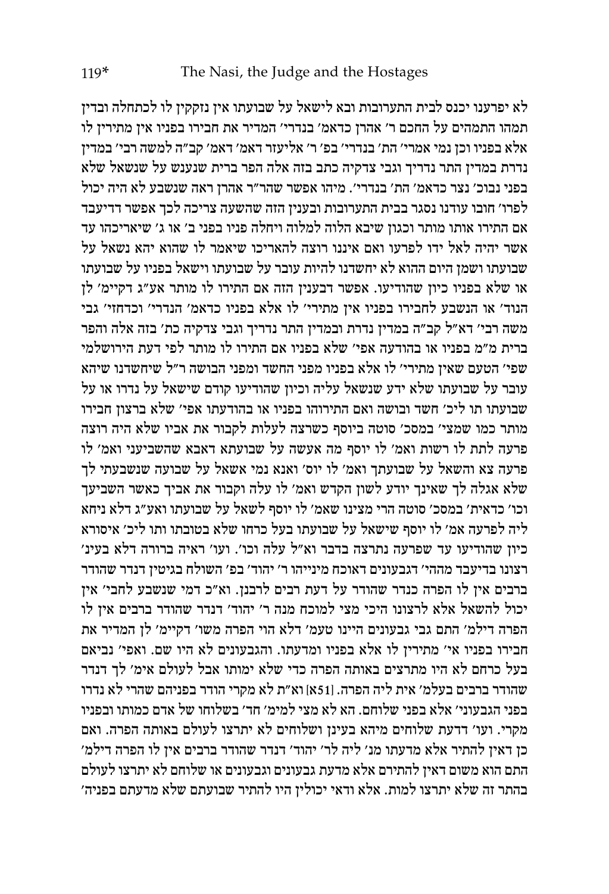לא יפרענו יכנס לבית התערובות ובא לישאל על שבועתו אין נזקקין לו לכתחלה ובדין תמהו התמהים על החכם ר' אהרן כדאמ' בנדרי' המדיר את חבירו בפניו אין מתירין לו אלא בפניו וכן נמי אמרי' הת' בנדרי' בפ' ר' אליעזר דאמ' דאמ' קב"ה למשה רבי' במדין נדרת במדין התר נדריך וגבי צדקיה כתב בזה אלה הפר ברית שנענש על שנשאל שלא בפני נבוכ' נצר כדאמ' הת' בנדרי'. מיהו אפשר שהר"ר אהרן ראה שנשבע לא היה יכול לפרו' חובו עודנו נסגר בבית התערובות ובענין הזה שהשעה צריכה לכך אפשר דדיעבד אם התירו אותו מותר וכגון שיבא הלוה למלוה ויחלה פניו בפני ב' או ג' שיאריכהו עד אשר יהיה לאל ידו לפרעו ואם איננו רוצה להאריכו שיאמר לו שהוא יהא נשאל על שבועתו ושמן היום ההוא לא יחשדנו להיות עובר על שבועתו וישאל בפניו על שבועתו או שלא בפניו כיון שהודיעו. אפשר דבענין הזה אם התירו לו מותר אע"ג דקיימ' לן הנוד' או הנשבע לחבירו בפניו אין מתירי' לו אלא בפניו כדאמ' הנדרי' וכדחזי' גבי משה רבי' דא"ל קב"ה במדין נדרת ובמדין התר נדריך וגבי צדקיה כת' בזה אלה והפר ברית מ"מ בפניו או בהודעה אפי' שלא בפניו אם התירו לו מותר לפי דעת הירושלמי שפי' הטעם שאין מתירי' לו אלא בפניו מפני החשד ומפני הבושה ר"ל שיחשדנו שיהא עובר על שבועתו שלא ידע שנשאל עליה וכיון שהודיעו קודם שישאל על נדרו או על שבועתו תו ליכ' חשד ובושה ואם התירוהו בפניו או בהודעתו אפי' שלא ברצון חבירו מותר כמו שמצי' במסכ' סוטה ביוסף כשרצה לעלות לקבור את אביו שלא היה רוצה פרעה לתת לו רשות ואמ' לו יוסף מה אעשה על שבועתא דאבא שהשביעני ואמ' לו פרעה צא והשאל על שבועתך ואמ' לו יוס' ואנא נמי אשאל על שבועה שנשבעתי לך שלא אגלה לך שאינך יודע לשון הקדש ואמ' לו עלה וקבור את אביך כאשר השביעך וכו' כדאית' במסכ' סוטה הרי מצינו שאמ' לו יוסף לשאל על שבועתו ואע"ג דלא ניחא ליה לפרעה אמ' לו יוסף שישאל על שבועתו בעל כרחו שלא בטובתו ותו ליכ' איסורא כיון שהודיעו עד שפרעה נתרצה בדבר וא"ל עלה וכו'. ועו' ראיה ברורה דלא בעינ' רצונו בדיעבד מההי' דגבעונים דאוכח מינייהו ר' יהוד' בפ' השולח בגיטין דנדר שהודר ברבים אין לו הפרה כנדר שהודר על דעת רבים לרבנן. וא"כ דמי שנשבע לחבי' אין יכול להשאל אלא לרצונו היכי מצי למוכח מנה ר' יהוד' דנדר שהודר ברבים אין לו הפרה דילמ' התם גבי גבעונים היינו טעמ' דלא הוי הפרה משו' דקיימ' לן המדיר את חבירו בפניו אי' מתירין לו אלא בפניו ומדעתו. והגבעונים לא היו שם. ואפי' נביאם בעל כרחם לא היו מתרצים באותה הפרה כדי שלא ימותו אבל לעולם אימ' לך דנדר שהודר ברבים בעלמ' אית ליה הפרה. [51א] וא"ת לא מקרי הודר בפניהם שהרי לא נדרו בפני הגבעוני' אלא בפני שלוחם. הא לא מצי למימ' חד' בשלוחו של אדם כמותו ובפניו מקרי. ועו' דדעת שלוחים מיהא בעינן ושלוחים לא יתרצו לעולם באותה הפרה. ואם כן דאין להתיר אלא מדעתו מנ' ליה לר' יהוד' דנדר שהודר ברבים אין לו הפרה דילמ' התם הוא משום דאין להתירם אלא מדעת גבעונים וגבעונים או שלוחם לא יתרצו לעולם בהתר זה שלא יתרצו למות. אלא ודאי יכולין היו להתיר שבועתם שלא מדעתם בפניה'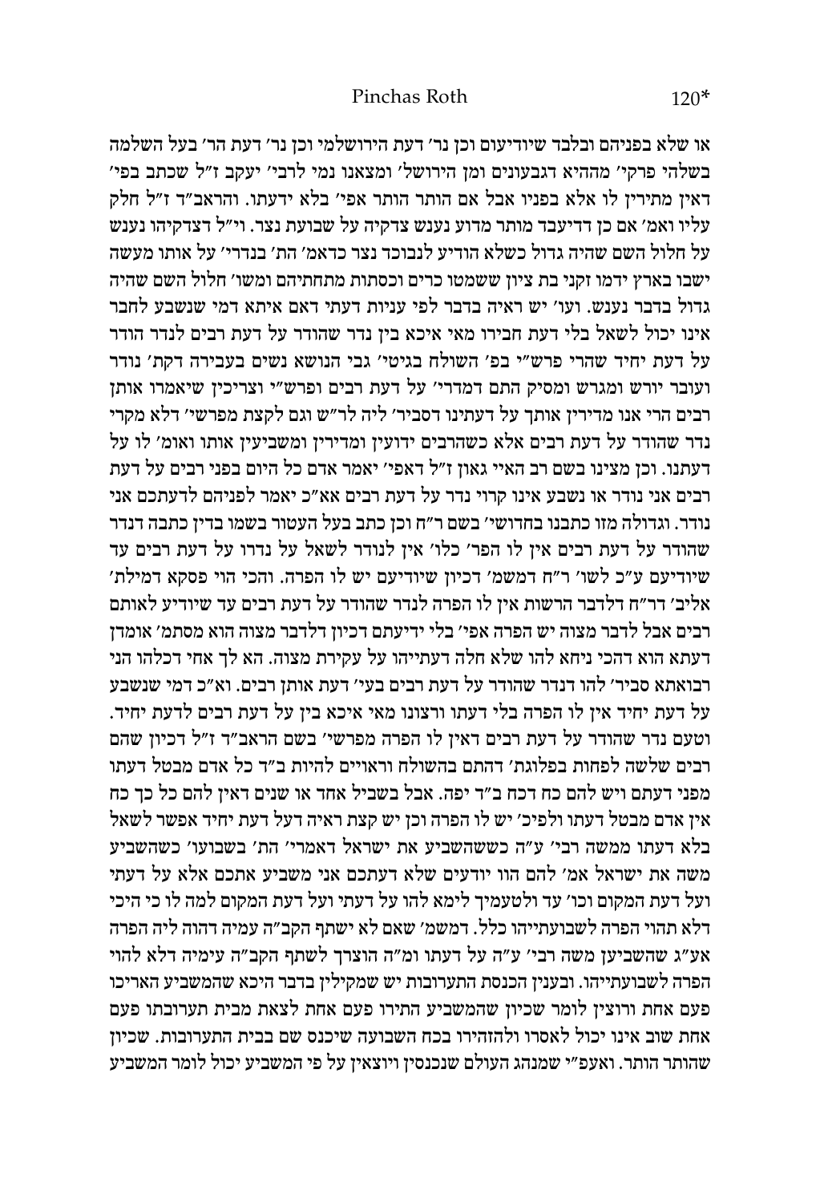או שלא בפניהם ובלבד שיודיעום וכן נר׳ דעת הירושלמי וכן נר׳ דעת הר׳ בעל השלמה בשלהי פרקי׳ מההיא דגבעונים ומן הירושל׳ ומצאנו נמי לרבי׳ יעקב ז״ל שכתב בפי׳ דאין מתירין לו אלא בפניו אבל אם הותר הותר אפי׳ בלא ידעתו. והראב״ד ז״ל חלק עליו ואמ׳ אם כן דדיעבד מותר מדוע נענש צדקיה על שבועת נצר. וי״ל דצדקיהו נענש על חלול השם שהיה גדול כשלא הודיע לנבוכד נצר כדאמ׳ הת׳ בנדרי׳ על אותו מעשה ישבו בארץ ידמו זקני בת ציון ששמטו כרים וכסתות מתחתיהם ומשו׳ חלול השם שהיה גדול בדבר נענש. ועו׳ יש ראיה בדבר לפי עניות דעתי דאם איתא דמי שנשבע לחבר אינו יכול לשאל בלי דעת חבירו מאי איכא בין נדר שהודר על דעת רבים לנדר הודר על דעת יחיד שהרי פרש״י בפ׳ השולח בגיטי׳ גבי הנושא נשים בעבירה דקת׳ נודר ועובר יורש ומגרש ומסיק התם דמדרי׳ על דעת רבים ופרש״י וצריכין שיאמרו אותן רבים הרי אנו מדירין אותך על דעתינו דסביר׳ ליה לר״ש וגם לקצת מפרשי׳ דלא מקרי נדר שהודר על דעת רבים אלא כשהרבים ידועין ומדירין ומשביעין אותו ואומ׳ לו על דעתנו. וכן מצינו בשם רב האיי גאון ז״ל דאפי׳ יאמר אדם כל היום בפני רבים על דעת רבים אני נודר או נשבע אינו קרוי נדר על דעת רבים אא״כ יאמר לפניהם לדעתכם אני נודר. וגדולה מזו כתבנו בחדושי׳ בשם ר״ח וכן כתב בעל העטור בשמו בדין כתבה דנדר שהודר על דעת רבים אין לו הפר׳ כלו׳ אין לנודר לשאל על נדרו על דעת רבים עד שיודיעם ע״כ לשו׳ ר״ח דמשמ׳ דכיון שיודיעם יש לו הפרה. והכי הוי פסקא דמילת׳ אליב׳ דר״ח דלדבר הרשות אין לו הפרה לנדר שהודר על דעת רבים עד שיודיע לאותם רבים אבל לדבר מצוה יש הפרה אפי׳ בלי ידיעתם דכיון דלדבר מצוה הוא מסתמ׳ אומדן דעתא הוא דהכי ניחא להו שלא חלה דעתייהו על עקירת מצוה. הא לך אחי דכלהו הני רבואתא סביר׳ להו דנדר שהודר על דעת רבים בעי׳ דעת אותן רבים. וא״כ דמי שנשבע על דעת יחיד אין לו הפרה בלי דעתו ורצונו מאי איכא בין על דעת רבים לדעת יחיד. וטעם נדר שהודר על דעת רבים דאין לו הפרה מפרשי׳ בשם הראב״ד ז״ל דכיון שהם רבים שלשה לפחות בפלוגת׳ דהתם בהשולח וראויים להיות ב״ד כל אדם מבטל דעתו מפני דעתם ויש להם כח דכח ב״ד יפה. אבל בשביל אחד או שנים דאין להם כל כך כח אין אדם מבטל דעתו ולפיכ׳ יש לו הפרה וכן יש קצת ראיה דעל דעת יחיד אפשר לשאל בלא דעתו ממשה רבי׳ ע״ה כששהשביע את ישראל דאמרי׳ הת׳ בשבועו׳ כשהשביע משה את ישראל אמ׳ להם הוו יודעים שלא דעתכם אני משביע אתכם אלא על דעתי ועל דעת המקום וכו׳ עד ולטעמיך לימא להו על דעתי ועל דעת המקום למה לו כי היכי דלא תהוי הפרה לשבועתייהו כלל. דמשמ׳ שאם לא ישתף הקב״ה עמיה דהוה ליה הפרה אע״ג שהשביען משה רבי׳ ע״ה על דעתו ומ״ה הוצרך לשתף הקב״ה עימיה דלא להוי הפרה לשבועתייהו. ובענין הכנסת התערובות יש שמקילין בדבר היכא שהמשביע האריכו פעם אחת ורוצין לומר שכיון שהמשביע התירו פעם אחת לצאת מבית תערובתו פעם אחת שוב אינו יכול לאסרו ולהזהירו בכח השבועה שיכנס שם בבית התערובות. שכיון שהותר הותר. ואעפ״י שמנהג העולם שנכנסין ויוצאין על פי המשביע יכול לומר המשביע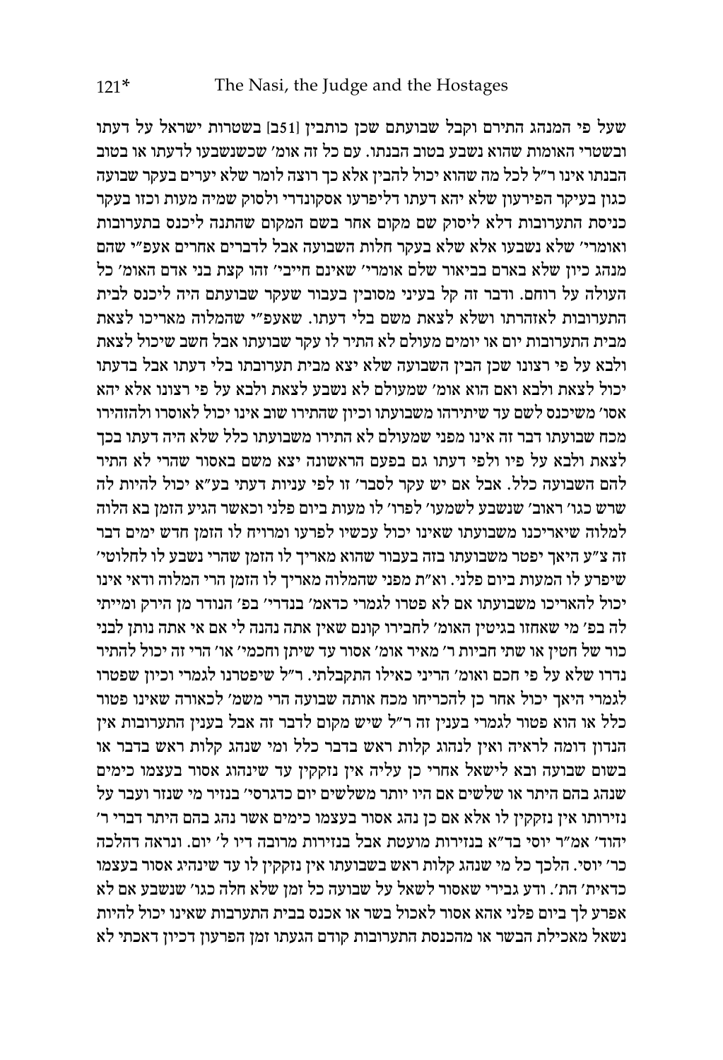שעל פי המנהג התירם וקבל שבועתם שכן כותבין [251] בשטרות ישראל על דעתו ובשטרי האומות שהוא נשבע בטוב הבנתו. עם כל זה אומ' שכשנשבעו לדעתו או בטוב הבנתו אינו ר"ל לכל מה שהוא יכול להבין אלא כך רוצה לומר שלא יערים בעקר שבועה כגון בעיקר הפירעון שלא יהא דעתו דליפרעו אסקונדרי ולסוק שמיה מעות וכזו בעקר כניסת התערובות דלא ליסוק שם מקום אחר בשם המקום שהתנה ליכנס בתערובות ואומרי' שלא נשבעו אלא שלא בעקר חלות השבועה אבל לדברים אחרים אעפ"י שהם מנהג כיון שלא בארם בביאור שלם אומרי' שאינם חייבי' זהו קצת בני אדם האומ' כל העולה על רוחם. ודבר זה קל בעיני מסובין בעבור שעקר שבועתם היה ליכנס לבית התערובות לאזהרתו ושלא לצאת משם בלי דעתו. שאעפ"י שהמלוה מאריכו לצאת מבית התערובות יום או יומים מעולם לא התיר לו עקר שבועתו אבל חשב שיכול לצאת ולבא על פי רצונו שכן הבין השבועה שלא יצא מבית תערובתו בלי דעתו אבל בדעתו יכול לצאת ולבא ואם הוא אומ' שמעולם לא נשבע לצאת ולבא על פי רצונו אלא יהא אסו' משיכנס לשם עד שיתירהו משבועתו וכיון שהתירו שוב אינו יכול לאוסרו ולהזהירו מכח שבועתו דבר זה אינו מפני שמעולם לא התירו משבועתו כלל שלא היה דעתו בכך לצאת ולבא על פיו ולפי דעתו גם בפעם הראשונה יצא משם באסור שהרי לא התיר להם השבועה כלל. אבל אם יש עקר לסברי' זו לפי עניות דעתי בע"א יכול להיות לה שרש כגו' ראוב' שנשבע לשמעו' לפרו' לו מעות ביום פלני וכאשר הגיע הזמן בא הלוה למלוה שיאריכנו משבועתו שאינו יכול עכשיו לפרעו ומרויח לו הזמן חדש ימים דבר זה צ"ע היאך יפטר משבועתו בזה בעבור שהוא מאריך לו הזמן שהרי נשבע לו לחלוטי' שיפרע לו המעות ביום פלני. וא"ת מפני שהמלוה מאריך לו הזמן הרי המלוה ודאי אינו יכול להאריכו משבועתו אם לא פטרו לגמרי כדאמ' בנדרי' בפ' הנודר מן הירק ומייתי לה בפ' מי שאחזו בגיטין האומ' לחבירו קונם שאין אתה נהנה לי אם אי אתה נותן לבני כור של חטין או שתי חביות יין ר' מאיר אומ' אסור עד שיתן וחכמי' או' הרי זה יכול להתיר נדרו שלא על פי חכם ואומ' הריני כאילו התקבלתי. ר"ל שיפטרנו לגמרי וכיון שפטרו לגמרי היאך יכול אחר כן להכריחו מכח אותה שבועה הרי משמ' לכאורה שאינו פטור כלל או הוא פטור לגמרי בענין זה ר"ל שיש מקום לדבר זה אבל בענין התערובות אין הנדון דומה לראיה ואין לנהוג קלות ראש בדבר כלל ומי שנהג קלות ראש בדבר או בשום שבועה ובא לישאל אחרי כן עליה אין נזקקין עד שינהוג אסור בעצמו כימים שנהג בהם היתר או שלשים אם היו יותר משלשים יום כדגרסי' בנזיר מי שנזר ועבר על נזירותו אין נזקקין לו אלא אם כן נהג אסור בעצמו כימים אשר נהג בהם היתר דברי ר' יהוד' אמ"ר יוסי בד"א בנזירות מועטת אבל בנזירות מרובה דיו ל' יום. ונראה דהלכה כר' יוסי. הלכך כל מי שנהג קלות ראש בשבועתו אין נזקקין לו עד שינהיג אסור בעצמו כדאית' הת'. ודע גבירי שאסור לשאל על שבועה כל זמן שלא חלה כגו' שנשבע אם לא אפרע לך ביום פלני אהא אסור לאכול בשר או אכנס בבית התערבות שאינו יכול להיות נשאל מאכילת הבשר או מהכנסת התערובות קודם הגעתו זמן הפרעון דכיון דאכתי לא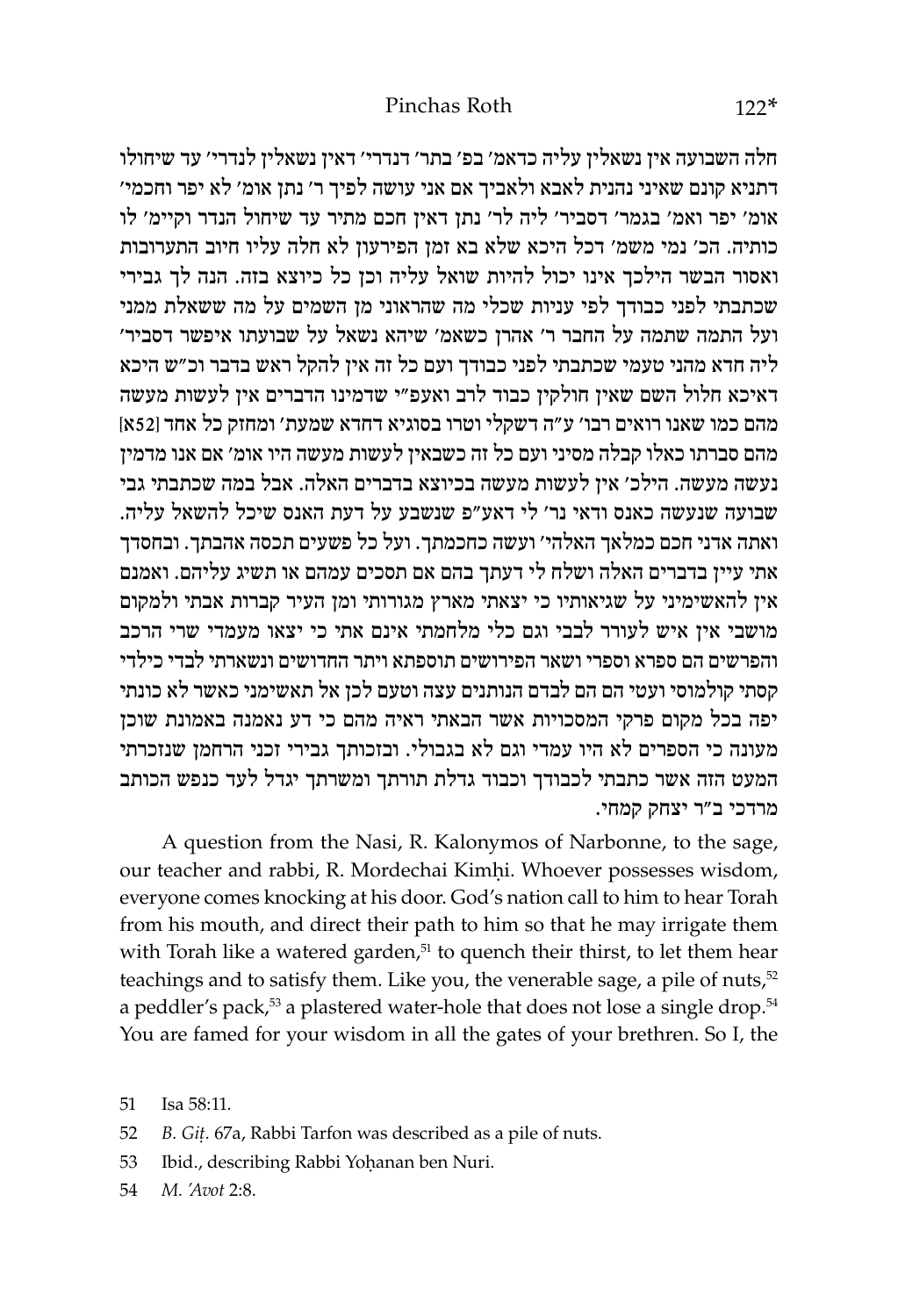חלה השבועה אין נשאלין עליה כדאמ׳ בפ׳ בתר׳ דנדרי׳ דאין נשאלין לנדרי׳ עד שיחולו דתניא קונם שאיני נהנית לאבא ולאביך אם אני עושה לפיך ר׳ נתן אומ׳ לא יפר וחכמי׳ אומ׳ יפר ואמ׳ בגמר׳ דסביר׳ ליה לר׳ נתן דאין חכם מתיר עד שיחול הנדר וקיימ׳ לו כותיה. הכ׳ נמי משמ׳ דכל היכא שלא בא זמן הפירעון לא חלה עליו חיוב התערובות ואסור הבשר הילכך אינו יכול להיות שואל עליה וכן כל כיוצא בזה. הנה לך גבירי שכתבתי לפני כבודך לפי עניות שכלי מה שהראוני מן השמים על מה ששאלת ממני ועל התמה שתמה על החבר ר׳ אהרן כשאמ׳ שיהא נשאל על שבועתו איפשר דסביר׳ ליה חדא מהני טעמי שכתבתי לפני כבודך ועם כל זה אין להקל ראש בדבר וכ״ש היכא דאיכא חלול השם שאין חולקין כבוד לרב ואעפ״י שדמינו הדברים אין לעשות מעשה מהם כמו שאנו רואים רבו׳ ע״ה דשקלי וטרו בסוגיא דחדא שמעת׳ ומחזק כל אחד [52א] מהם סברתו כאלו קבלה מסיני ועם כל זה כשבאין לעשות מעשה היו אומ׳ אם אנו מדמין נעשה מעשה. הילכ׳ אין לעשות מעשה בכיוצא בדברים האלה. אבל במה שכתבתי גבי שבועה שנעשה כאנס ודאי נר׳ לי דאע״פ שנשבע על דעת האנס שיכל להשאל עליה. ואתה אדני חכם כמלאך האלהי׳ ועשה כחכמתך. ועל כל פשעים תכסה אהבתך. ובחסדך אתי עיין בדברים האלה ושלח לי דעתך בהם אם תסכים עמהם או תשיג עליהם. ואמנם אין להאשימיני על שגיאותיו כי יצאתי מארץ מגורותי ומן העיר קברות אבתי ולמקום מושבי אין איש לעורר לבבי וגם כלי מלחמתי אינם אתי כי יצאו מעמדי שרי הרכב והפרשים הם ספרא וספרי ושאר הפירושים תוספתא ויתר החדושים ונשארתי לבדי כילדי קסתי קולמוסי ועטי הם הם לבדם הנותנים עצה וטעם לכן אל תאשימני כאשר לא כונתי יפה בכל מקום פרקי המסכויות אשר הבאתי ראיה מהם כי דע נאמנה באמונת שוכן מעונה כי הספרים לא היו עמדי וגם לא בגבולי. ובזכותך גבירי זכני הרחמן שנזכרתי המעט הזה אשר כתבתי לכבודך וכבוד גדלת תורתך ומשרתך יגדל לעד כנפש הכותב מרדכי ב״ר יצחק קמחי.

A question from the Nasi, R. Kalonymos of Narbonne, to the sage, our teacher and rabbi, R. Mordechai Kimḥi. Whoever possesses wisdom, everyone comes knocking at his door. God's nation call to him to hear Torah from his mouth, and direct their path to him so that he may irrigate them with Torah like a watered garden,[51] to quench their thirst, to let them hear teachings and to satisfy them. Like you, the venerable sage, a pile of nuts,[52] a peddler's pack,[53] a plastered water-hole that does not lose a single drop.[54] You are famed for your wisdom in all the gates of your brethren. So I, the

51 Isa 58:11.

52 *B. Giṭ.* 67a, Rabbi Tarfon was described as a pile of nuts.

53 Ibid., describing Rabbi Yoḥanan ben Nuri.

54 *M. ʾAvot* 2:8.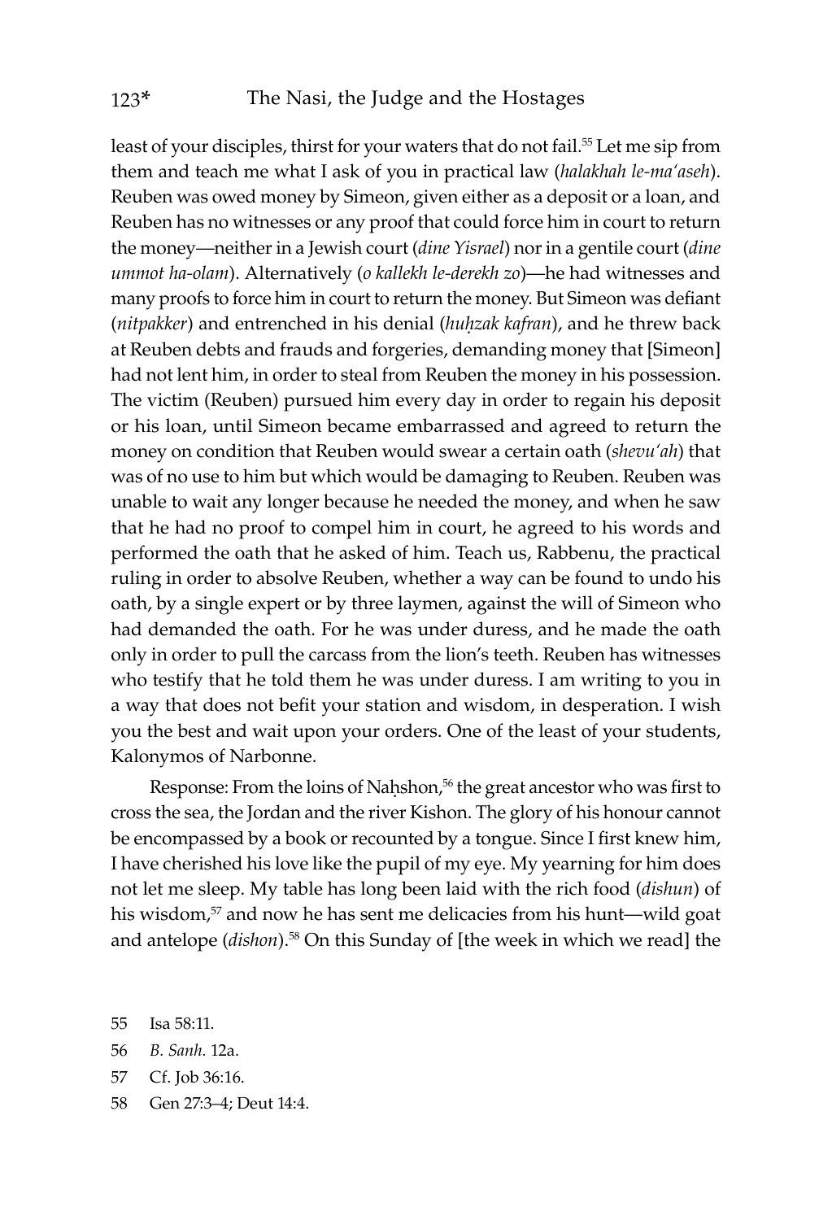least of your disciples, thirst for your waters that do not fail.[55] Let me sip from them and teach me what I ask of you in practical law (*halakhah le-ma'aseh*). Reuben was owed money by Simeon, given either as a deposit or a loan, and Reuben has no witnesses or any proof that could force him in court to return the money—neither in a Jewish court (*dine Yisrael*) nor in a gentile court (*dine ummot ha-olam*). Alternatively (*o kallekh le-derekh zo*)—he had witnesses and many proofs to force him in court to return the money. But Simeon was defiant (*nitpakker*) and entrenched in his denial (*huḥzak kafran*), and he threw back at Reuben debts and frauds and forgeries, demanding money that [Simeon] had not lent him, in order to steal from Reuben the money in his possession. The victim (Reuben) pursued him every day in order to regain his deposit or his loan, until Simeon became embarrassed and agreed to return the money on condition that Reuben would swear a certain oath (*shevu'ah*) that was of no use to him but which would be damaging to Reuben. Reuben was unable to wait any longer because he needed the money, and when he saw that he had no proof to compel him in court, he agreed to his words and performed the oath that he asked of him. Teach us, Rabbenu, the practical ruling in order to absolve Reuben, whether a way can be found to undo his oath, by a single expert or by three laymen, against the will of Simeon who had demanded the oath. For he was under duress, and he made the oath only in order to pull the carcass from the lion's teeth. Reuben has witnesses who testify that he told them he was under duress. I am writing to you in a way that does not befit your station and wisdom, in desperation. I wish you the best and wait upon your orders. One of the least of your students, Kalonymos of Narbonne.

Response: From the loins of Naḥshon,[56] the great ancestor who was first to cross the sea, the Jordan and the river Kishon. The glory of his honour cannot be encompassed by a book or recounted by a tongue. Since I first knew him, I have cherished his love like the pupil of my eye. My yearning for him does not let me sleep. My table has long been laid with the rich food (*dishun*) of his wisdom,[57] and now he has sent me delicacies from his hunt—wild goat and antelope (*dishon*).[58] On this Sunday of [the week in which we read] the

55 Isa 58:11.

56 *B. Sanh.* 12a.

57 Cf. Job 36:16.

58 Gen 27:3–4; Deut 14:4.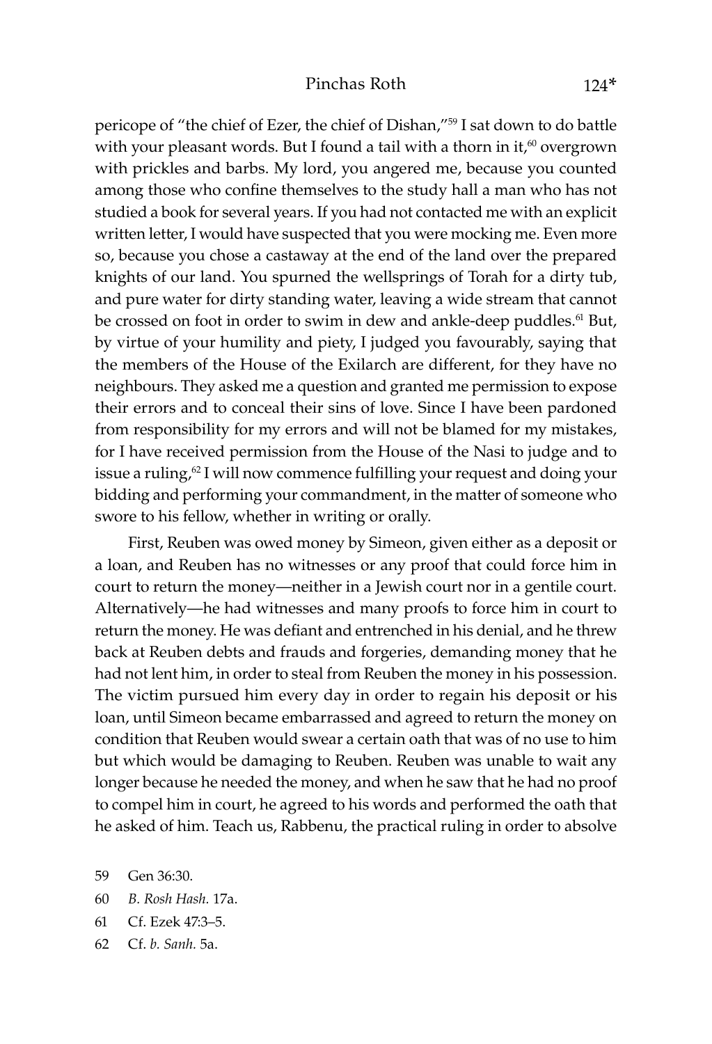pericope of "the chief of Ezer, the chief of Dishan,"[59] I sat down to do battle with your pleasant words. But I found a tail with a thorn in it,[60] overgrown with prickles and barbs. My lord, you angered me, because you counted among those who confine themselves to the study hall a man who has not studied a book for several years. If you had not contacted me with an explicit written letter, I would have suspected that you were mocking me. Even more so, because you chose a castaway at the end of the land over the prepared knights of our land. You spurned the wellsprings of Torah for a dirty tub, and pure water for dirty standing water, leaving a wide stream that cannot be crossed on foot in order to swim in dew and ankle-deep puddles.[61] But, by virtue of your humility and piety, I judged you favourably, saying that the members of the House of the Exilarch are different, for they have no neighbours. They asked me a question and granted me permission to expose their errors and to conceal their sins of love. Since I have been pardoned from responsibility for my errors and will not be blamed for my mistakes, for I have received permission from the House of the Nasi to judge and to issue a ruling,[62] I will now commence fulfilling your request and doing your bidding and performing your commandment, in the matter of someone who swore to his fellow, whether in writing or orally.

First, Reuben was owed money by Simeon, given either as a deposit or a loan, and Reuben has no witnesses or any proof that could force him in court to return the money—neither in a Jewish court nor in a gentile court. Alternatively—he had witnesses and many proofs to force him in court to return the money. He was defiant and entrenched in his denial, and he threw back at Reuben debts and frauds and forgeries, demanding money that he had not lent him, in order to steal from Reuben the money in his possession. The victim pursued him every day in order to regain his deposit or his loan, until Simeon became embarrassed and agreed to return the money on condition that Reuben would swear a certain oath that was of no use to him but which would be damaging to Reuben. Reuben was unable to wait any longer because he needed the money, and when he saw that he had no proof to compel him in court, he agreed to his words and performed the oath that he asked of him. Teach us, Rabbenu, the practical ruling in order to absolve

59 Gen 36:30.

60 *B. Rosh Hash.* 17a.

61 Cf. Ezek 47:3–5.

62 Cf. *b. Sanh.* 5a.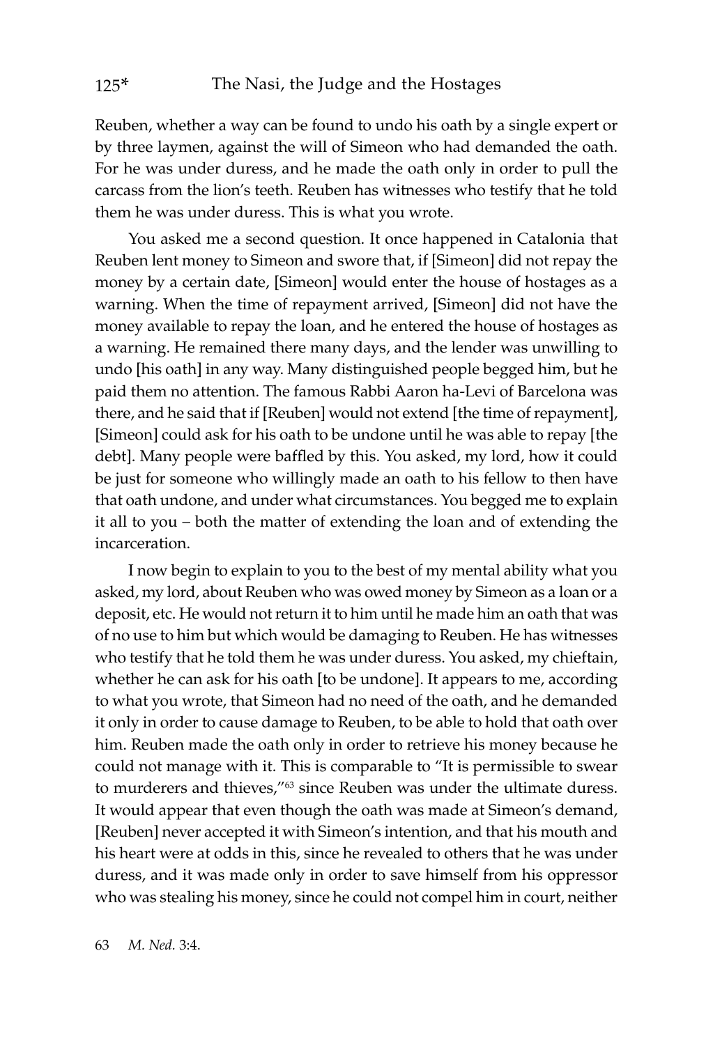Reuben, whether a way can be found to undo his oath by a single expert or by three laymen, against the will of Simeon who had demanded the oath. For he was under duress, and he made the oath only in order to pull the carcass from the lion's teeth. Reuben has witnesses who testify that he told them he was under duress. This is what you wrote.

You asked me a second question. It once happened in Catalonia that Reuben lent money to Simeon and swore that, if [Simeon] did not repay the money by a certain date, [Simeon] would enter the house of hostages as a warning. When the time of repayment arrived, [Simeon] did not have the money available to repay the loan, and he entered the house of hostages as a warning. He remained there many days, and the lender was unwilling to undo [his oath] in any way. Many distinguished people begged him, but he paid them no attention. The famous Rabbi Aaron ha-Levi of Barcelona was there, and he said that if [Reuben] would not extend [the time of repayment], [Simeon] could ask for his oath to be undone until he was able to repay [the debt]. Many people were baffled by this. You asked, my lord, how it could be just for someone who willingly made an oath to his fellow to then have that oath undone, and under what circumstances. You begged me to explain it all to you – both the matter of extending the loan and of extending the incarceration.

I now begin to explain to you to the best of my mental ability what you asked, my lord, about Reuben who was owed money by Simeon as a loan or a deposit, etc. He would not return it to him until he made him an oath that was of no use to him but which would be damaging to Reuben. He has witnesses who testify that he told them he was under duress. You asked, my chieftain, whether he can ask for his oath [to be undone]. It appears to me, according to what you wrote, that Simeon had no need of the oath, and he demanded it only in order to cause damage to Reuben, to be able to hold that oath over him. Reuben made the oath only in order to retrieve his money because he could not manage with it. This is comparable to "It is permissible to swear to murderers and thieves,"[63] since Reuben was under the ultimate duress. It would appear that even though the oath was made at Simeon's demand, [Reuben] never accepted it with Simeon's intention, and that his mouth and his heart were at odds in this, since he revealed to others that he was under duress, and it was made only in order to save himself from his oppressor who was stealing his money, since he could not compel him in court, neither

63 *M. Ned.* 3:4.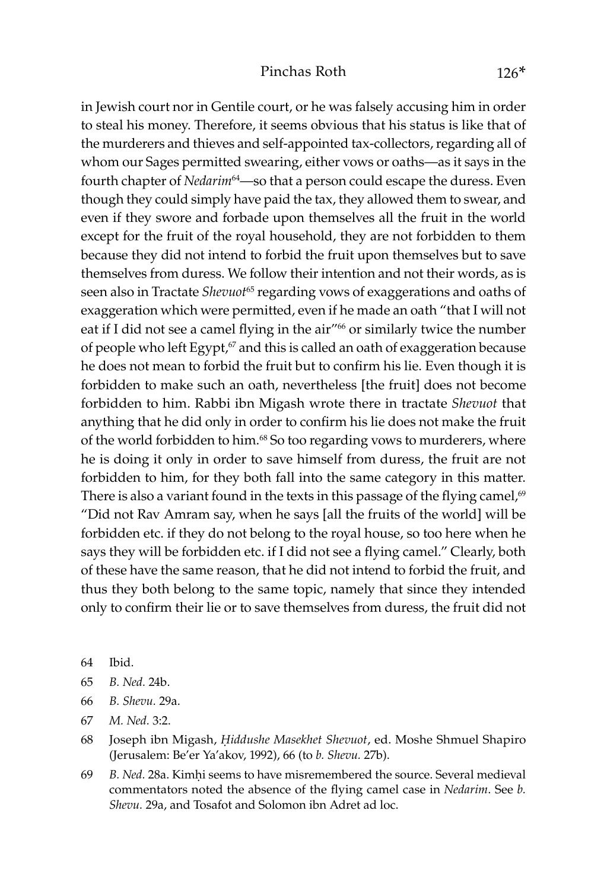in Jewish court nor in Gentile court, or he was falsely accusing him in order to steal his money. Therefore, it seems obvious that his status is like that of the murderers and thieves and self-appointed tax-collectors, regarding all of whom our Sages permitted swearing, either vows or oaths—as it says in the fourth chapter of *Nedarim*[64]—so that a person could escape the duress. Even though they could simply have paid the tax, they allowed them to swear, and even if they swore and forbade upon themselves all the fruit in the world except for the fruit of the royal household, they are not forbidden to them because they did not intend to forbid the fruit upon themselves but to save themselves from duress. We follow their intention and not their words, as is seen also in Tractate *Shevuot*[65] regarding vows of exaggerations and oaths of exaggeration which were permitted, even if he made an oath "that I will not eat if I did not see a camel flying in the air"[66] or similarly twice the number of people who left Egypt,[67] and this is called an oath of exaggeration because he does not mean to forbid the fruit but to confirm his lie. Even though it is forbidden to make such an oath, nevertheless [the fruit] does not become forbidden to him. Rabbi ibn Migash wrote there in tractate *Shevuot* that anything that he did only in order to confirm his lie does not make the fruit of the world forbidden to him.[68] So too regarding vows to murderers, where he is doing it only in order to save himself from duress, the fruit are not forbidden to him, for they both fall into the same category in this matter. There is also a variant found in the texts in this passage of the flying camel,[69] "Did not Rav Amram say, when he says [all the fruits of the world] will be forbidden etc. if they do not belong to the royal house, so too here when he says they will be forbidden etc. if I did not see a flying camel." Clearly, both of these have the same reason, that he did not intend to forbid the fruit, and thus they both belong to the same topic, namely that since they intended only to confirm their lie or to save themselves from duress, the fruit did not

64 Ibid.

65 *B. Ned.* 24b.

66 *B. Shevu.* 29a.

67 *M. Ned.* 3:2.

68 Joseph ibn Migash, *Ḥiddushe Masekhet Shevuot*, ed. Moshe Shmuel Shapiro (Jerusalem: Be'er Ya'akov, 1992), 66 (to *b. Shevu.* 27b).

69 *B. Ned.* 28a. Kimḥi seems to have misremembered the source. Several medieval commentators noted the absence of the flying camel case in *Nedarim*. See *b. Shevu.* 29a, and Tosafot and Solomon ibn Adret ad loc.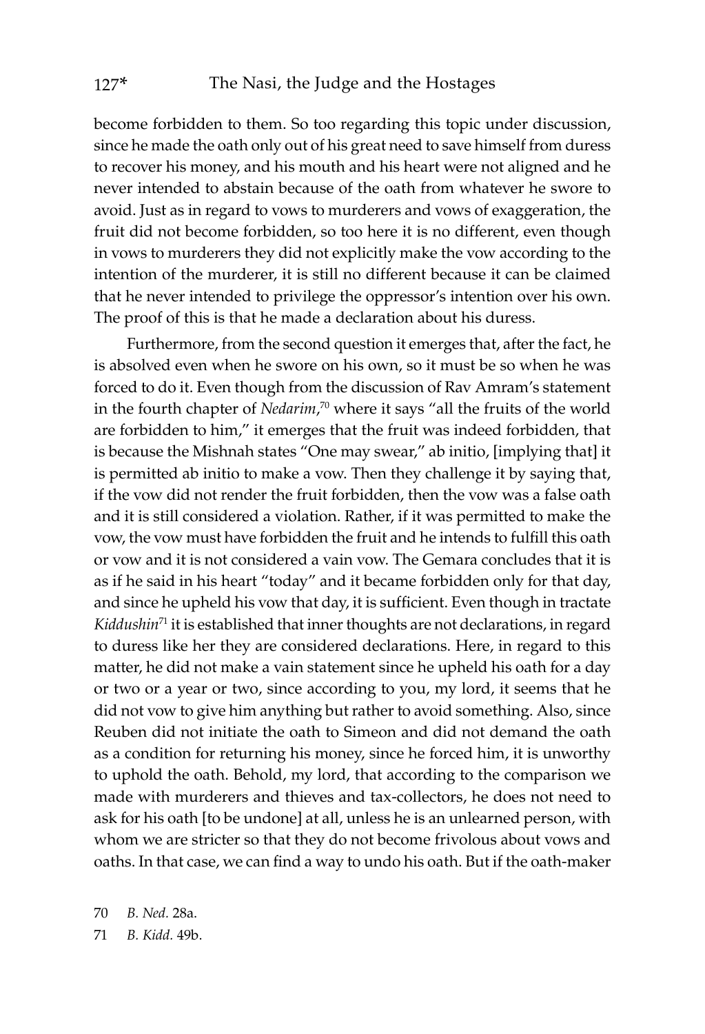become forbidden to them. So too regarding this topic under discussion, since he made the oath only out of his great need to save himself from duress to recover his money, and his mouth and his heart were not aligned and he never intended to abstain because of the oath from whatever he swore to avoid. Just as in regard to vows to murderers and vows of exaggeration, the fruit did not become forbidden, so too here it is no different, even though in vows to murderers they did not explicitly make the vow according to the intention of the murderer, it is still no different because it can be claimed that he never intended to privilege the oppressor's intention over his own. The proof of this is that he made a declaration about his duress.

Furthermore, from the second question it emerges that, after the fact, he is absolved even when he swore on his own, so it must be so when he was forced to do it. Even though from the discussion of Rav Amram's statement in the fourth chapter of *Nedarim*,[70] where it says "all the fruits of the world are forbidden to him," it emerges that the fruit was indeed forbidden, that is because the Mishnah states "One may swear," ab initio, [implying that] it is permitted ab initio to make a vow. Then they challenge it by saying that, if the vow did not render the fruit forbidden, then the vow was a false oath and it is still considered a violation. Rather, if it was permitted to make the vow, the vow must have forbidden the fruit and he intends to fulfill this oath or vow and it is not considered a vain vow. The Gemara concludes that it is as if he said in his heart "today" and it became forbidden only for that day, and since he upheld his vow that day, it is sufficient. Even though in tractate *Kiddushin*[71] it is established that inner thoughts are not declarations, in regard to duress like her they are considered declarations. Here, in regard to this matter, he did not make a vain statement since he upheld his oath for a day or two or a year or two, since according to you, my lord, it seems that he did not vow to give him anything but rather to avoid something. Also, since Reuben did not initiate the oath to Simeon and did not demand the oath as a condition for returning his money, since he forced him, it is unworthy to uphold the oath. Behold, my lord, that according to the comparison we made with murderers and thieves and tax-collectors, he does not need to ask for his oath [to be undone] at all, unless he is an unlearned person, with whom we are stricter so that they do not become frivolous about vows and oaths. In that case, we can find a way to undo his oath. But if the oath-maker

70 *B. Ned.* 28a.

71 *B. Kidd.* 49b.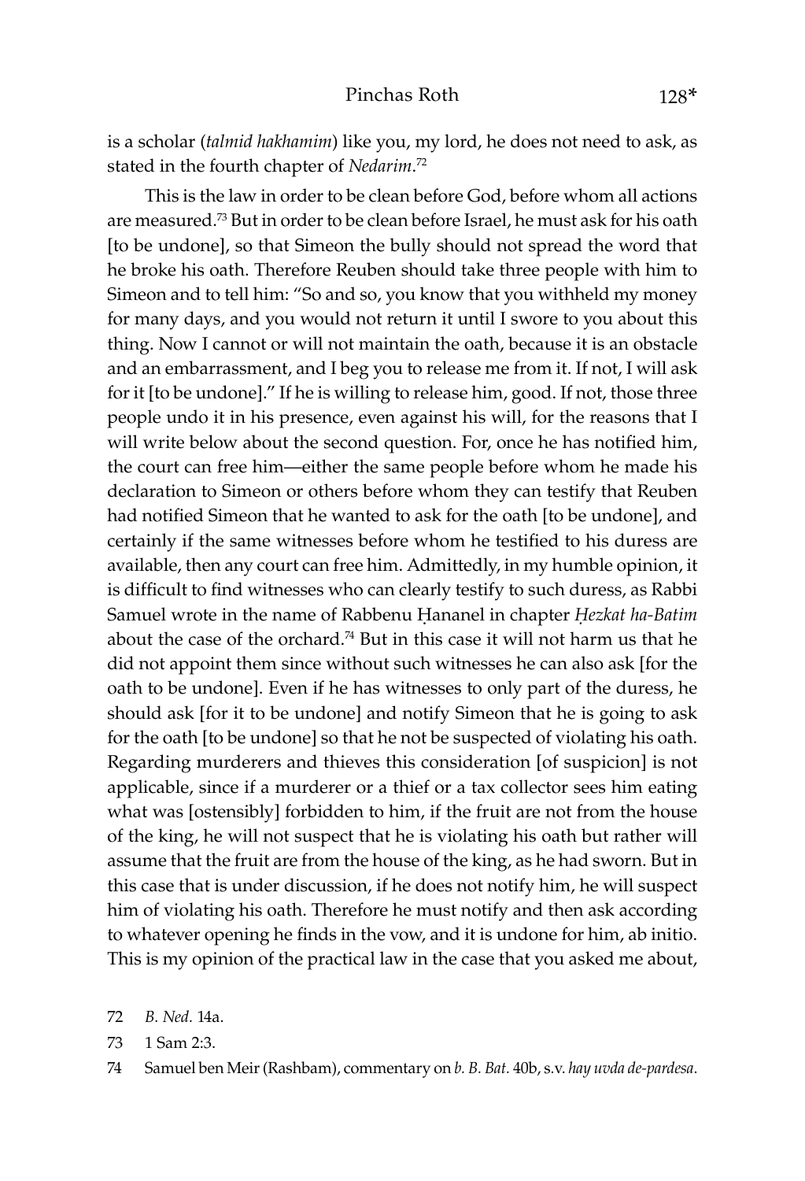is a scholar (*talmid hakhamim*) like you, my lord, he does not need to ask, as stated in the fourth chapter of *Nedarim*.[72]

This is the law in order to be clean before God, before whom all actions are measured.[73] But in order to be clean before Israel, he must ask for his oath [to be undone], so that Simeon the bully should not spread the word that he broke his oath. Therefore Reuben should take three people with him to Simeon and to tell him: "So and so, you know that you withheld my money for many days, and you would not return it until I swore to you about this thing. Now I cannot or will not maintain the oath, because it is an obstacle and an embarrassment, and I beg you to release me from it. If not, I will ask for it [to be undone]." If he is willing to release him, good. If not, those three people undo it in his presence, even against his will, for the reasons that I will write below about the second question. For, once he has notified him, the court can free him—either the same people before whom he made his declaration to Simeon or others before whom they can testify that Reuben had notified Simeon that he wanted to ask for the oath [to be undone], and certainly if the same witnesses before whom he testified to his duress are available, then any court can free him. Admittedly, in my humble opinion, it is difficult to find witnesses who can clearly testify to such duress, as Rabbi Samuel wrote in the name of Rabbenu Ḥananel in chapter *Ḥezkat ha-Batim* about the case of the orchard.[74] But in this case it will not harm us that he did not appoint them since without such witnesses he can also ask [for the oath to be undone]. Even if he has witnesses to only part of the duress, he should ask [for it to be undone] and notify Simeon that he is going to ask for the oath [to be undone] so that he not be suspected of violating his oath. Regarding murderers and thieves this consideration [of suspicion] is not applicable, since if a murderer or a thief or a tax collector sees him eating what was [ostensibly] forbidden to him, if the fruit are not from the house of the king, he will not suspect that he is violating his oath but rather will assume that the fruit are from the house of the king, as he had sworn. But in this case that is under discussion, if he does not notify him, he will suspect him of violating his oath. Therefore he must notify and then ask according to whatever opening he finds in the vow, and it is undone for him, ab initio. This is my opinion of the practical law in the case that you asked me about,

72 *B. Ned.* 14a.

73 1 Sam 2:3.

74 Samuel ben Meir (Rashbam), commentary on *b. B. Bat.* 40b, s.v. *hay uvda de-pardesa*.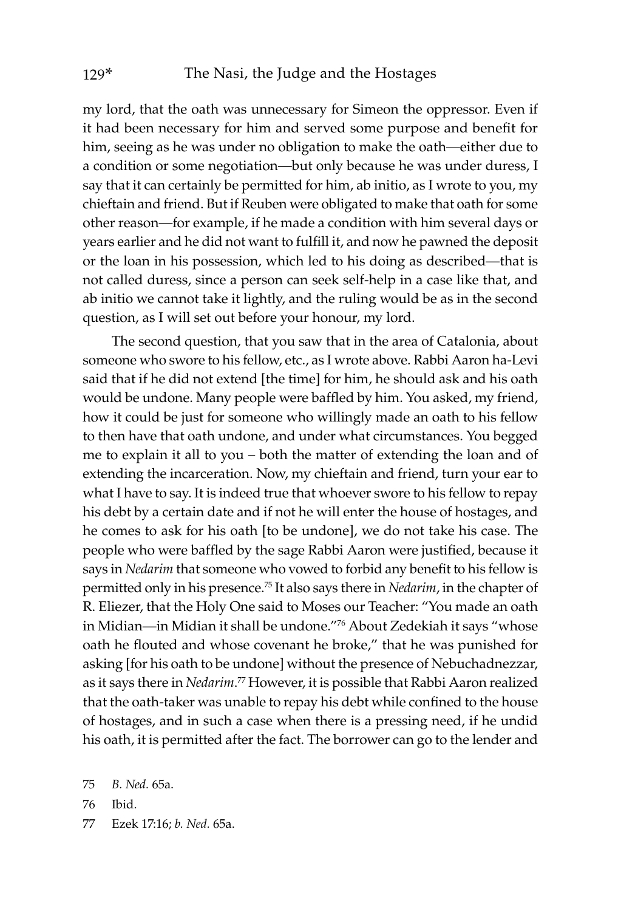my lord, that the oath was unnecessary for Simeon the oppressor. Even if it had been necessary for him and served some purpose and benefit for him, seeing as he was under no obligation to make the oath—either due to a condition or some negotiation—but only because he was under duress, I say that it can certainly be permitted for him, ab initio, as I wrote to you, my chieftain and friend. But if Reuben were obligated to make that oath for some other reason—for example, if he made a condition with him several days or years earlier and he did not want to fulfill it, and now he pawned the deposit or the loan in his possession, which led to his doing as described—that is not called duress, since a person can seek self-help in a case like that, and ab initio we cannot take it lightly, and the ruling would be as in the second question, as I will set out before your honour, my lord.

The second question, that you saw that in the area of Catalonia, about someone who swore to his fellow, etc., as I wrote above. Rabbi Aaron ha-Levi said that if he did not extend [the time] for him, he should ask and his oath would be undone. Many people were baffled by him. You asked, my friend, how it could be just for someone who willingly made an oath to his fellow to then have that oath undone, and under what circumstances. You begged me to explain it all to you – both the matter of extending the loan and of extending the incarceration. Now, my chieftain and friend, turn your ear to what I have to say. It is indeed true that whoever swore to his fellow to repay his debt by a certain date and if not he will enter the house of hostages, and he comes to ask for his oath [to be undone], we do not take his case. The people who were baffled by the sage Rabbi Aaron were justified, because it says in *Nedarim* that someone who vowed to forbid any benefit to his fellow is permitted only in his presence.[75] It also says there in *Nedarim*, in the chapter of R. Eliezer, that the Holy One said to Moses our Teacher: "You made an oath in Midian—in Midian it shall be undone."[76] About Zedekiah it says "whose oath he flouted and whose covenant he broke," that he was punished for asking [for his oath to be undone] without the presence of Nebuchadnezzar, as it says there in *Nedarim*.[77] However, it is possible that Rabbi Aaron realized that the oath-taker was unable to repay his debt while confined to the house of hostages, and in such a case when there is a pressing need, if he undid his oath, it is permitted after the fact. The borrower can go to the lender and

75 *B. Ned.* 65a.

76 Ibid.

77 Ezek 17:16; *b. Ned.* 65a.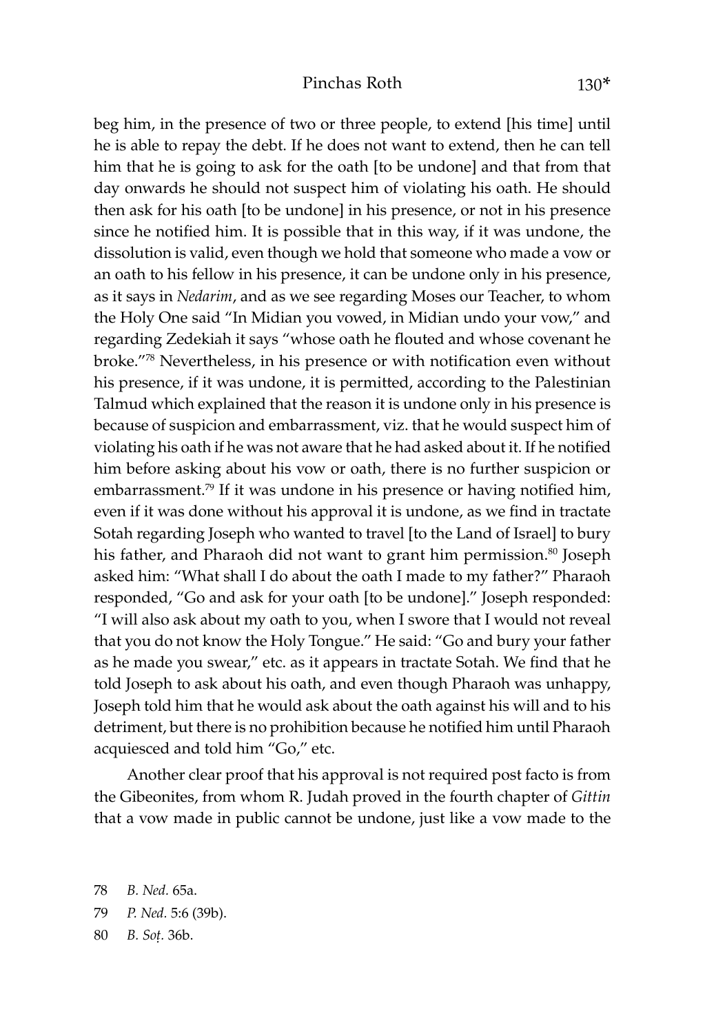beg him, in the presence of two or three people, to extend [his time] until he is able to repay the debt. If he does not want to extend, then he can tell him that he is going to ask for the oath [to be undone] and that from that day onwards he should not suspect him of violating his oath. He should then ask for his oath [to be undone] in his presence, or not in his presence since he notified him. It is possible that in this way, if it was undone, the dissolution is valid, even though we hold that someone who made a vow or an oath to his fellow in his presence, it can be undone only in his presence, as it says in *Nedarim*, and as we see regarding Moses our Teacher, to whom the Holy One said "In Midian you vowed, in Midian undo your vow," and regarding Zedekiah it says "whose oath he flouted and whose covenant he broke."[78] Nevertheless, in his presence or with notification even without his presence, if it was undone, it is permitted, according to the Palestinian Talmud which explained that the reason it is undone only in his presence is because of suspicion and embarrassment, viz. that he would suspect him of violating his oath if he was not aware that he had asked about it. If he notified him before asking about his vow or oath, there is no further suspicion or embarrassment.[79] If it was undone in his presence or having notified him, even if it was done without his approval it is undone, as we find in tractate Sotah regarding Joseph who wanted to travel [to the Land of Israel] to bury his father, and Pharaoh did not want to grant him permission.[80] Joseph asked him: "What shall I do about the oath I made to my father?" Pharaoh responded, "Go and ask for your oath [to be undone]." Joseph responded: "I will also ask about my oath to you, when I swore that I would not reveal that you do not know the Holy Tongue." He said: "Go and bury your father as he made you swear," etc. as it appears in tractate Sotah. We find that he told Joseph to ask about his oath, and even though Pharaoh was unhappy, Joseph told him that he would ask about the oath against his will and to his detriment, but there is no prohibition because he notified him until Pharaoh acquiesced and told him "Go," etc.

Another clear proof that his approval is not required post facto is from the Gibeonites, from whom R. Judah proved in the fourth chapter of *Gittin* that a vow made in public cannot be undone, just like a vow made to the

78 *B. Ned.* 65a.

79 *P. Ned.* 5:6 (39b).

80 *B. Soṭ.* 36b.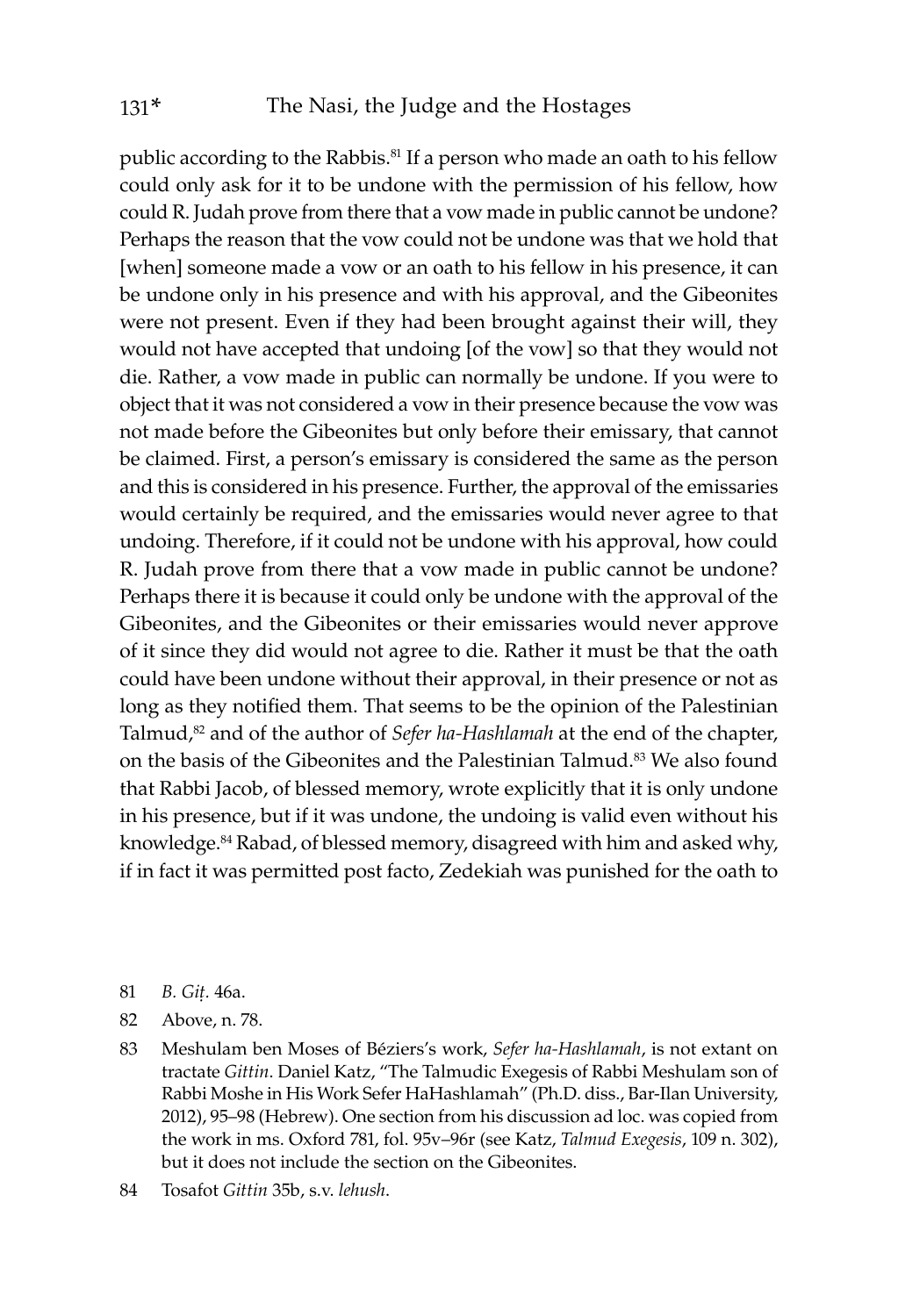public according to the Rabbis.[81] If a person who made an oath to his fellow could only ask for it to be undone with the permission of his fellow, how could R. Judah prove from there that a vow made in public cannot be undone? Perhaps the reason that the vow could not be undone was that we hold that [when] someone made a vow or an oath to his fellow in his presence, it can be undone only in his presence and with his approval, and the Gibeonites were not present. Even if they had been brought against their will, they would not have accepted that undoing [of the vow] so that they would not die. Rather, a vow made in public can normally be undone. If you were to object that it was not considered a vow in their presence because the vow was not made before the Gibeonites but only before their emissary, that cannot be claimed. First, a person's emissary is considered the same as the person and this is considered in his presence. Further, the approval of the emissaries would certainly be required, and the emissaries would never agree to that undoing. Therefore, if it could not be undone with his approval, how could R. Judah prove from there that a vow made in public cannot be undone? Perhaps there it is because it could only be undone with the approval of the Gibeonites, and the Gibeonites or their emissaries would never approve of it since they did would not agree to die. Rather it must be that the oath could have been undone without their approval, in their presence or not as long as they notified them. That seems to be the opinion of the Palestinian Talmud,[82] and of the author of *Sefer ha-Hashlamah* at the end of the chapter, on the basis of the Gibeonites and the Palestinian Talmud.[83] We also found that Rabbi Jacob, of blessed memory, wrote explicitly that it is only undone in his presence, but if it was undone, the undoing is valid even without his knowledge.[84] Rabad, of blessed memory, disagreed with him and asked why, if in fact it was permitted post facto, Zedekiah was punished for the oath to

81 *B. Giṭ.* 46a.

82 Above, n. 78.

83 Meshulam ben Moses of Béziers's work, *Sefer ha-Hashlamah*, is not extant on tractate *Gittin*. Daniel Katz, "The Talmudic Exegesis of Rabbi Meshulam son of Rabbi Moshe in His Work Sefer HaHashlamah" (Ph.D. diss., Bar-Ilan University, 2012), 95–98 (Hebrew). One section from his discussion ad loc. was copied from the work in ms. Oxford 781, fol. 95v–96r (see Katz, *Talmud Exegesis*, 109 n. 302), but it does not include the section on the Gibeonites.

84 Tosafot *Gittin* 35b, s.v. *lehush*.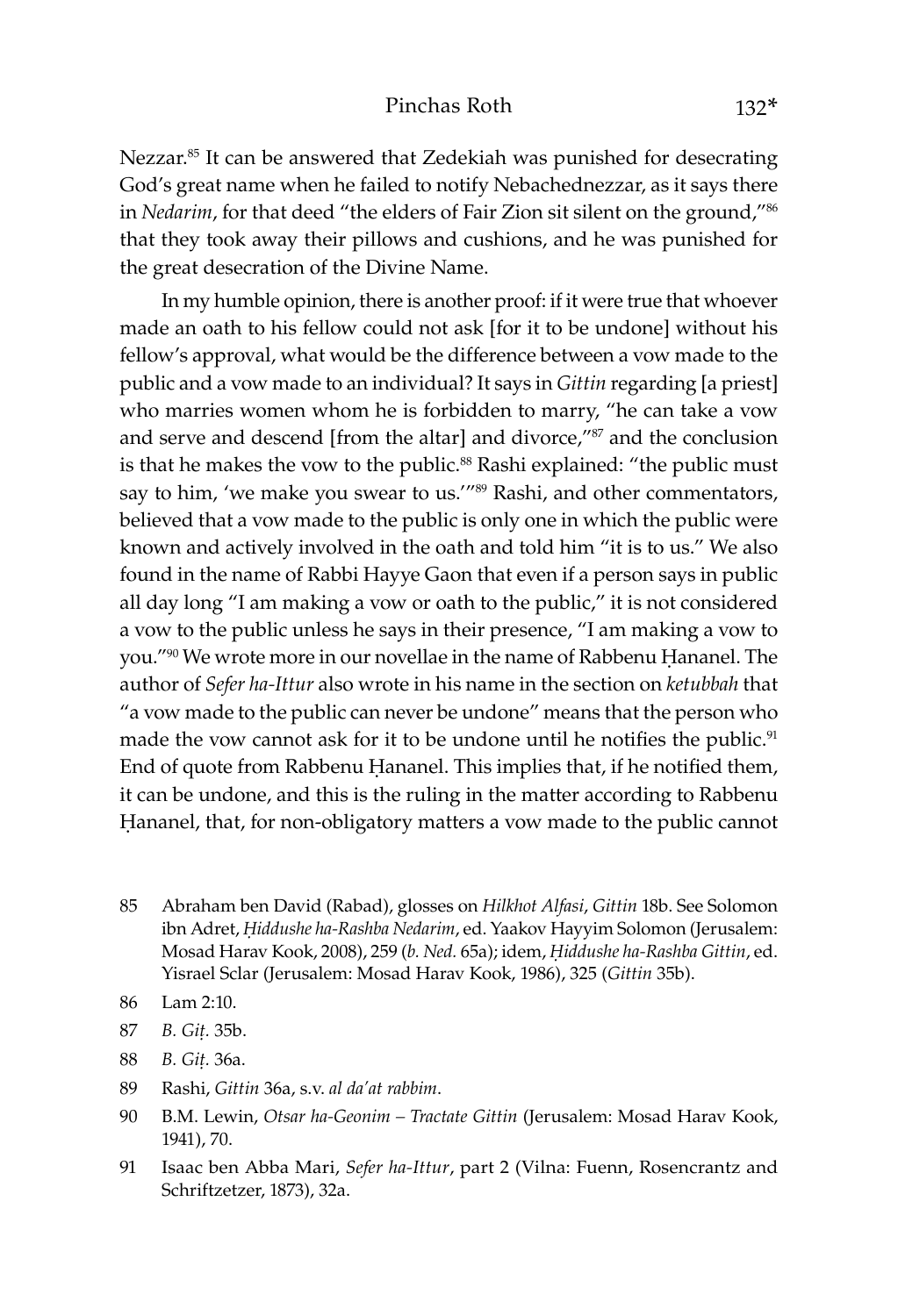Nezzar.[85] It can be answered that Zedekiah was punished for desecrating God's great name when he failed to notify Nebachednezzar, as it says there in *Nedarim*, for that deed "the elders of Fair Zion sit silent on the ground,"[86] that they took away their pillows and cushions, and he was punished for the great desecration of the Divine Name.

In my humble opinion, there is another proof: if it were true that whoever made an oath to his fellow could not ask [for it to be undone] without his fellow's approval, what would be the difference between a vow made to the public and a vow made to an individual? It says in *Gittin* regarding [a priest] who marries women whom he is forbidden to marry, "he can take a vow and serve and descend [from the altar] and divorce,"[87] and the conclusion is that he makes the vow to the public.[88] Rashi explained: "the public must say to him, 'we make you swear to us.'"[89] Rashi, and other commentators, believed that a vow made to the public is only one in which the public were known and actively involved in the oath and told him "it is to us." We also found in the name of Rabbi Hayye Gaon that even if a person says in public all day long "I am making a vow or oath to the public," it is not considered a vow to the public unless he says in their presence, "I am making a vow to you."[90] We wrote more in our novellae in the name of Rabbenu Ḥananel. The author of *Sefer ha-Ittur* also wrote in his name in the section on *ketubbah* that "a vow made to the public can never be undone" means that the person who made the vow cannot ask for it to be undone until he notifies the public.[91] End of quote from Rabbenu Ḥananel. This implies that, if he notified them, it can be undone, and this is the ruling in the matter according to Rabbenu Ḥananel, that, for non-obligatory matters a vow made to the public cannot

85 Abraham ben David (Rabad), glosses on *Hilkhot Alfasi*, *Gittin* 18b. See Solomon ibn Adret, *Ḥiddushe ha-Rashba Nedarim*, ed. Yaakov Hayyim Solomon (Jerusalem: Mosad Harav Kook, 2008), 259 (*b. Ned.* 65a); idem, *Ḥiddushe ha-Rashba Gittin*, ed. Yisrael Sclar (Jerusalem: Mosad Harav Kook, 1986), 325 (*Gittin* 35b).

86 Lam 2:10.

87 *B. Giṭ.* 35b.

88 *B. Giṭ.* 36a.

89 Rashi, *Gittin* 36a, s.v. *al da'at rabbim*.

90 B.M. Lewin, *Otsar ha-Geonim – Tractate Gittin* (Jerusalem: Mosad Harav Kook, 1941), 70.

91 Isaac ben Abba Mari, *Sefer ha-Ittur*, part 2 (Vilna: Fuenn, Rosencrantz and Schriftzetzer, 1873), 32a.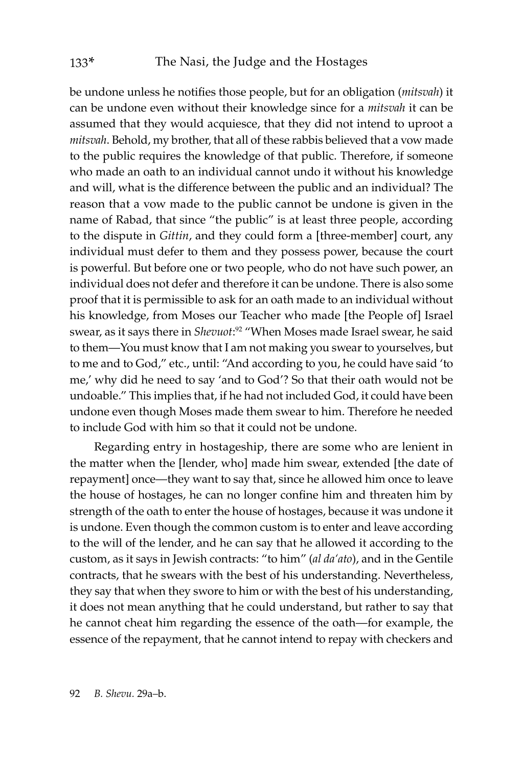be undone unless he notifies those people, but for an obligation (*mitsvah*) it can be undone even without their knowledge since for a *mitsvah* it can be assumed that they would acquiesce, that they did not intend to uproot a *mitsvah*. Behold, my brother, that all of these rabbis believed that a vow made to the public requires the knowledge of that public. Therefore, if someone who made an oath to an individual cannot undo it without his knowledge and will, what is the difference between the public and an individual? The reason that a vow made to the public cannot be undone is given in the name of Rabad, that since "the public" is at least three people, according to the dispute in *Gittin*, and they could form a [three-member] court, any individual must defer to them and they possess power, because the court is powerful. But before one or two people, who do not have such power, an individual does not defer and therefore it can be undone. There is also some proof that it is permissible to ask for an oath made to an individual without his knowledge, from Moses our Teacher who made [the People of] Israel swear, as it says there in *Shevuot*:[92] "When Moses made Israel swear, he said to them—You must know that I am not making you swear to yourselves, but to me and to God," etc., until: "And according to you, he could have said 'to me,' why did he need to say 'and to God'? So that their oath would not be undoable." This implies that, if he had not included God, it could have been undone even though Moses made them swear to him. Therefore he needed to include God with him so that it could not be undone.

Regarding entry in hostageship, there are some who are lenient in the matter when the [lender, who] made him swear, extended [the date of repayment] once—they want to say that, since he allowed him once to leave the house of hostages, he can no longer confine him and threaten him by strength of the oath to enter the house of hostages, because it was undone it is undone. Even though the common custom is to enter and leave according to the will of the lender, and he can say that he allowed it according to the custom, as it says in Jewish contracts: "to him" (*al da'ato*), and in the Gentile contracts, that he swears with the best of his understanding. Nevertheless, they say that when they swore to him or with the best of his understanding, it does not mean anything that he could understand, but rather to say that he cannot cheat him regarding the essence of the oath—for example, the essence of the repayment, that he cannot intend to repay with checkers and

92 *B. Shevu.* 29a–b.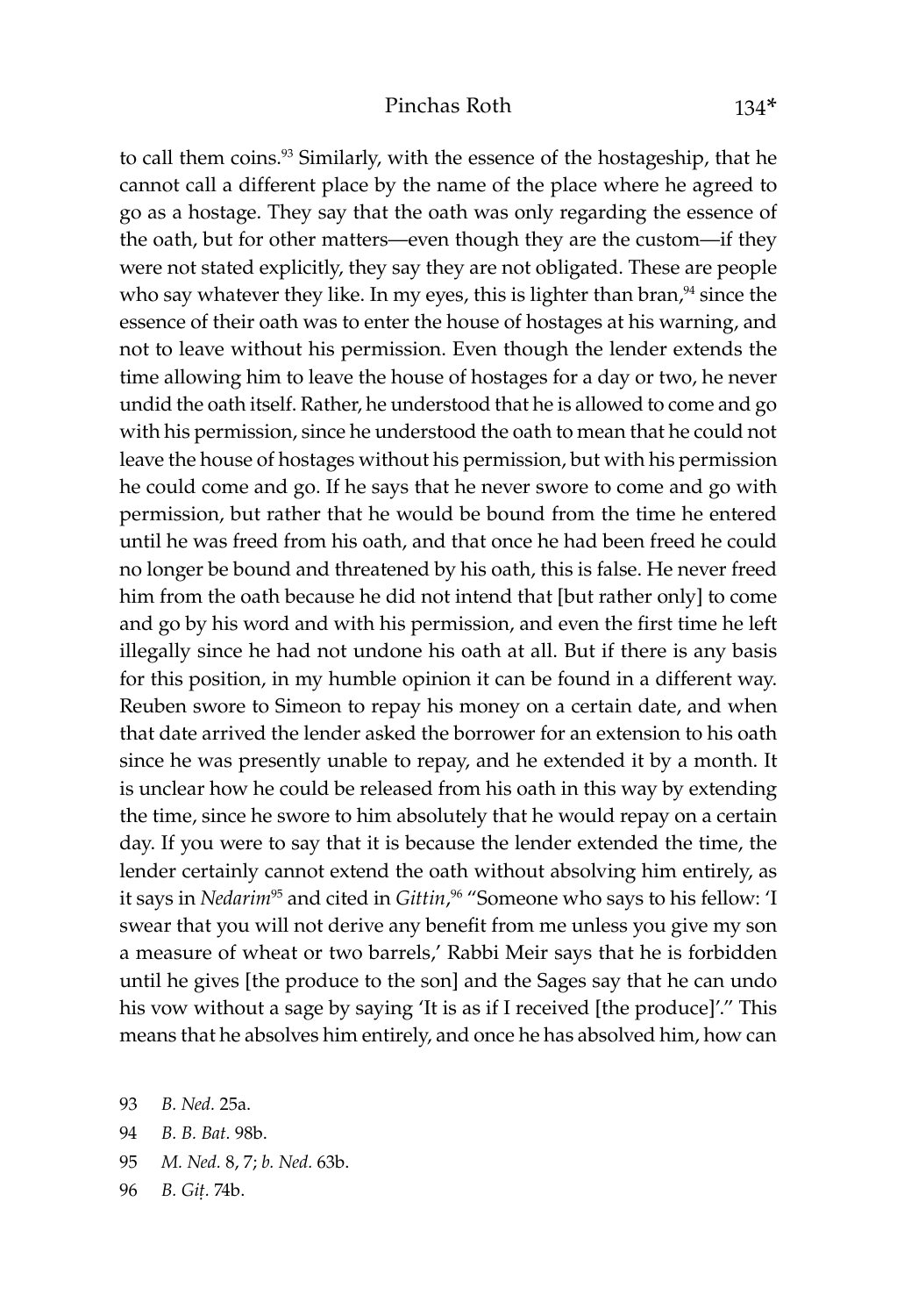to call them coins.[93] Similarly, with the essence of the hostageship, that he cannot call a different place by the name of the place where he agreed to go as a hostage. They say that the oath was only regarding the essence of the oath, but for other matters—even though they are the custom—if they were not stated explicitly, they say they are not obligated. These are people who say whatever they like. In my eyes, this is lighter than bran,[94] since the essence of their oath was to enter the house of hostages at his warning, and not to leave without his permission. Even though the lender extends the time allowing him to leave the house of hostages for a day or two, he never undid the oath itself. Rather, he understood that he is allowed to come and go with his permission, since he understood the oath to mean that he could not leave the house of hostages without his permission, but with his permission he could come and go. If he says that he never swore to come and go with permission, but rather that he would be bound from the time he entered until he was freed from his oath, and that once he had been freed he could no longer be bound and threatened by his oath, this is false. He never freed him from the oath because he did not intend that [but rather only] to come and go by his word and with his permission, and even the first time he left illegally since he had not undone his oath at all. But if there is any basis for this position, in my humble opinion it can be found in a different way. Reuben swore to Simeon to repay his money on a certain date, and when that date arrived the lender asked the borrower for an extension to his oath since he was presently unable to repay, and he extended it by a month. It is unclear how he could be released from his oath in this way by extending the time, since he swore to him absolutely that he would repay on a certain day. If you were to say that it is because the lender extended the time, the lender certainly cannot extend the oath without absolving him entirely, as it says in *Nedarim*[95] and cited in *Gittin*,[96] "Someone who says to his fellow: 'I swear that you will not derive any benefit from me unless you give my son a measure of wheat or two barrels,' Rabbi Meir says that he is forbidden until he gives [the produce to the son] and the Sages say that he can undo his vow without a sage by saying 'It is as if I received [the produce]'." This means that he absolves him entirely, and once he has absolved him, how can

93 *B. Ned.* 25a.

94 *B. B. Bat.* 98b.

95 *M. Ned.* 8, 7; *b. Ned.* 63b.

96 *B. Giṭ.* 74b.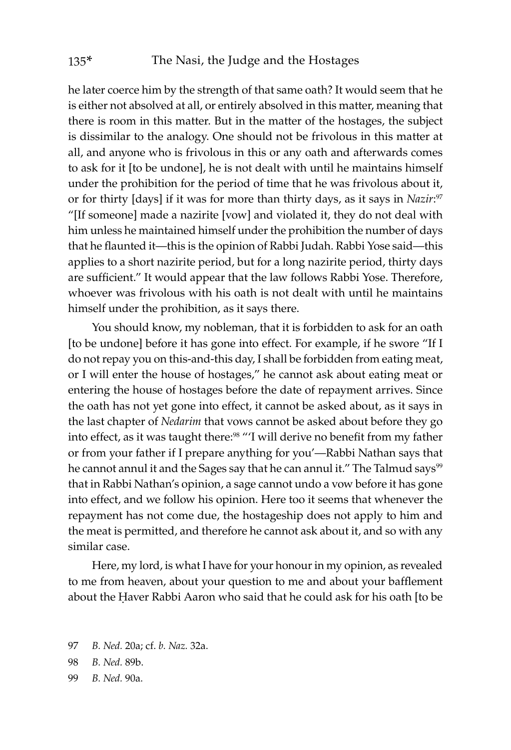he later coerce him by the strength of that same oath? It would seem that he is either not absolved at all, or entirely absolved in this matter, meaning that there is room in this matter. But in the matter of the hostages, the subject is dissimilar to the analogy. One should not be frivolous in this matter at all, and anyone who is frivolous in this or any oath and afterwards comes to ask for it [to be undone], he is not dealt with until he maintains himself under the prohibition for the period of time that he was frivolous about it, or for thirty [days] if it was for more than thirty days, as it says in *Nazir*:[97] "[If someone] made a nazirite [vow] and violated it, they do not deal with him unless he maintained himself under the prohibition the number of days that he flaunted it—this is the opinion of Rabbi Judah. Rabbi Yose said—this applies to a short nazirite period, but for a long nazirite period, thirty days are sufficient." It would appear that the law follows Rabbi Yose. Therefore, whoever was frivolous with his oath is not dealt with until he maintains himself under the prohibition, as it says there.

You should know, my nobleman, that it is forbidden to ask for an oath [to be undone] before it has gone into effect. For example, if he swore "If I do not repay you on this-and-this day, I shall be forbidden from eating meat, or I will enter the house of hostages," he cannot ask about eating meat or entering the house of hostages before the date of repayment arrives. Since the oath has not yet gone into effect, it cannot be asked about, as it says in the last chapter of *Nedarim* that vows cannot be asked about before they go into effect, as it was taught there:[98] "'I will derive no benefit from my father or from your father if I prepare anything for you'—Rabbi Nathan says that he cannot annul it and the Sages say that he can annul it." The Talmud says[99] that in Rabbi Nathan's opinion, a sage cannot undo a vow before it has gone into effect, and we follow his opinion. Here too it seems that whenever the repayment has not come due, the hostageship does not apply to him and the meat is permitted, and therefore he cannot ask about it, and so with any similar case.

Here, my lord, is what I have for your honour in my opinion, as revealed to me from heaven, about your question to me and about your bafflement about the Ḥaver Rabbi Aaron who said that he could ask for his oath [to be

97 *B. Ned.* 20a; cf. *b. Naz.* 32a.

98 *B. Ned.* 89b.

99 *B. Ned.* 90a.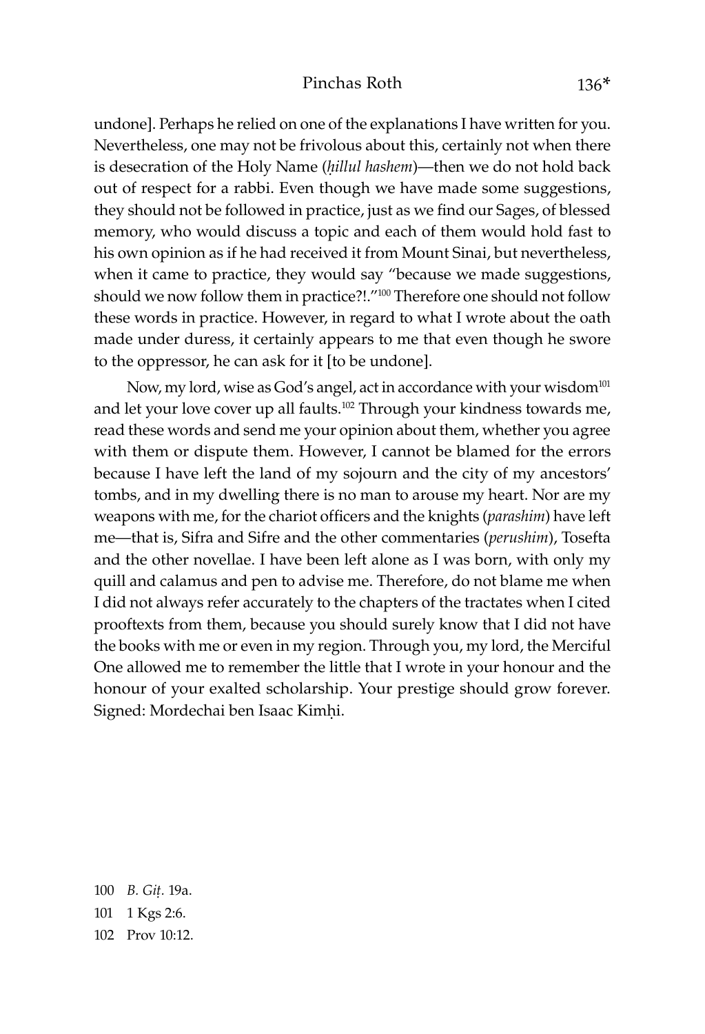undone]. Perhaps he relied on one of the explanations I have written for you. Nevertheless, one may not be frivolous about this, certainly not when there is desecration of the Holy Name (*ḥillul hashem*)—then we do not hold back out of respect for a rabbi. Even though we have made some suggestions, they should not be followed in practice, just as we find our Sages, of blessed memory, who would discuss a topic and each of them would hold fast to his own opinion as if he had received it from Mount Sinai, but nevertheless, when it came to practice, they would say "because we made suggestions, should we now follow them in practice?!."[100] Therefore one should not follow these words in practice. However, in regard to what I wrote about the oath made under duress, it certainly appears to me that even though he swore to the oppressor, he can ask for it [to be undone].

Now, my lord, wise as God's angel, act in accordance with your wisdom[101] and let your love cover up all faults.[102] Through your kindness towards me, read these words and send me your opinion about them, whether you agree with them or dispute them. However, I cannot be blamed for the errors because I have left the land of my sojourn and the city of my ancestors' tombs, and in my dwelling there is no man to arouse my heart. Nor are my weapons with me, for the chariot officers and the knights (*parashim*) have left me—that is, Sifra and Sifre and the other commentaries (*perushim*), Tosefta and the other novellae. I have been left alone as I was born, with only my quill and calamus and pen to advise me. Therefore, do not blame me when I did not always refer accurately to the chapters of the tractates when I cited prooftexts from them, because you should surely know that I did not have the books with me or even in my region. Through you, my lord, the Merciful One allowed me to remember the little that I wrote in your honour and the honour of your exalted scholarship. Your prestige should grow forever. Signed: Mordechai ben Isaac Kimḥi.

100 *B. Giṭ.* 19a.

101 1 Kgs 2:6.

102 Prov 10:12.